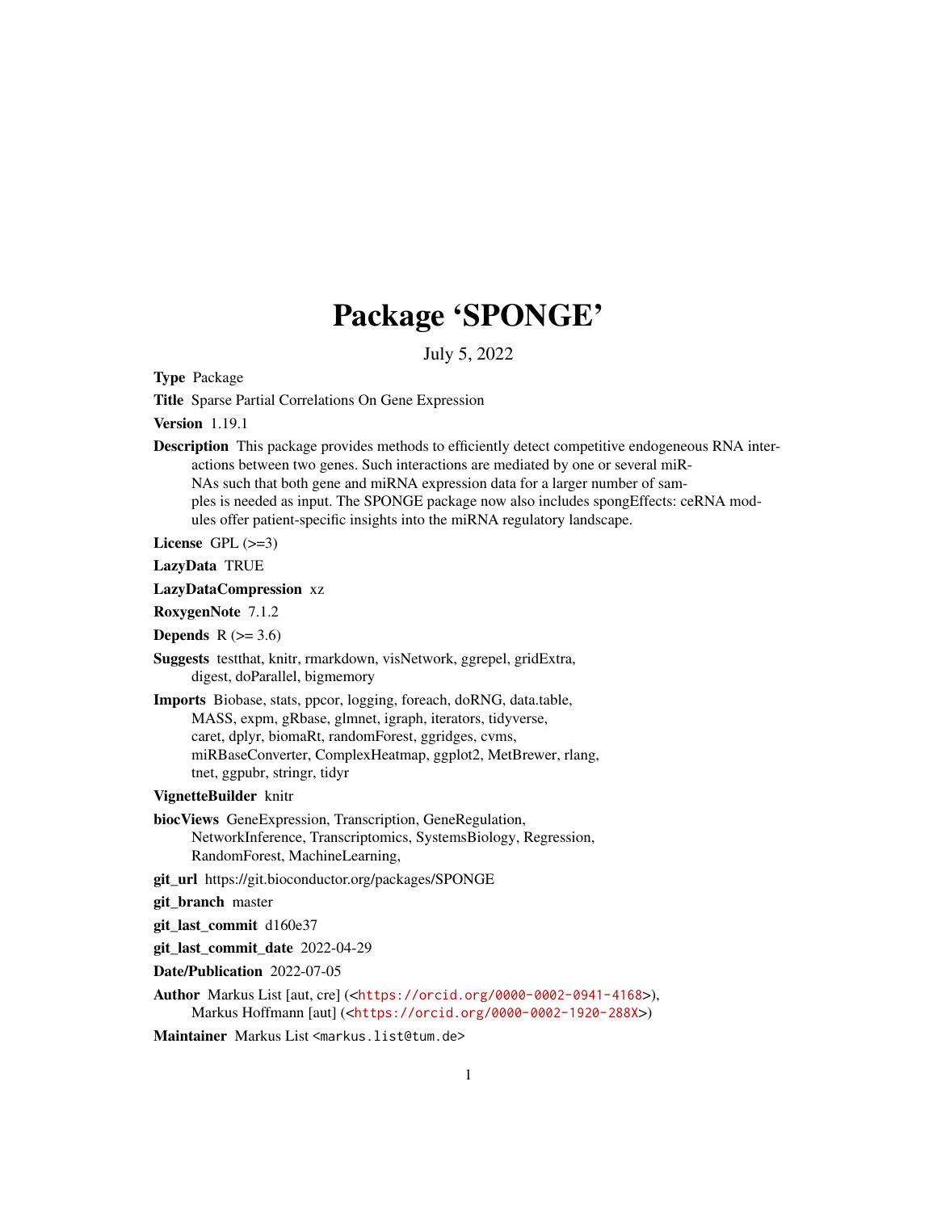# Package 'SPONGE'

July 5, 2022

**Type** Package

**Title** Sparse Partial Correlations On Gene Expression

**Version** 1.19.1

**Description** This package provides methods to efficiently detect competitive endogeneous RNA interactions between two genes. Such interactions are mediated by one or several miRNAs such that both gene and miRNA expression data for a larger number of samples is needed as input. The SPONGE package now also includes spongEffects: ceRNA modules offer patient-specific insights into the miRNA regulatory landscape.

**License** GPL (>=3)

**LazyData** TRUE

**LazyDataCompression** xz

**RoxygenNote** 7.1.2

**Depends** R (>= 3.6)

**Suggests** testthat, knitr, rmarkdown, visNetwork, ggrepel, gridExtra, digest, doParallel, bigmemory

**Imports** Biobase, stats, ppcor, logging, foreach, doRNG, data.table, MASS, expm, gRbase, glmnet, igraph, iterators, tidyverse, caret, dplyr, biomaRt, randomForest, ggridges, cvms, miRBaseConverter, ComplexHeatmap, ggplot2, MetBrewer, rlang, tnet, ggpubr, stringr, tidyr

**VignetteBuilder** knitr

**biocViews** GeneExpression, Transcription, GeneRegulation, NetworkInference, Transcriptomics, SystemsBiology, Regression, RandomForest, MachineLearning,

**git_url** https://git.bioconductor.org/packages/SPONGE

**git_branch** master

**git_last_commit** d160e37

**git_last_commit_date** 2022-04-29

**Date/Publication** 2022-07-05

**Author** Markus List [aut, cre] (<https://orcid.org/0000-0002-0941-4168>), Markus Hoffmann [aut] (<https://orcid.org/0000-0002-1920-288X>)

**Maintainer** Markus List <markus.list@tum.de>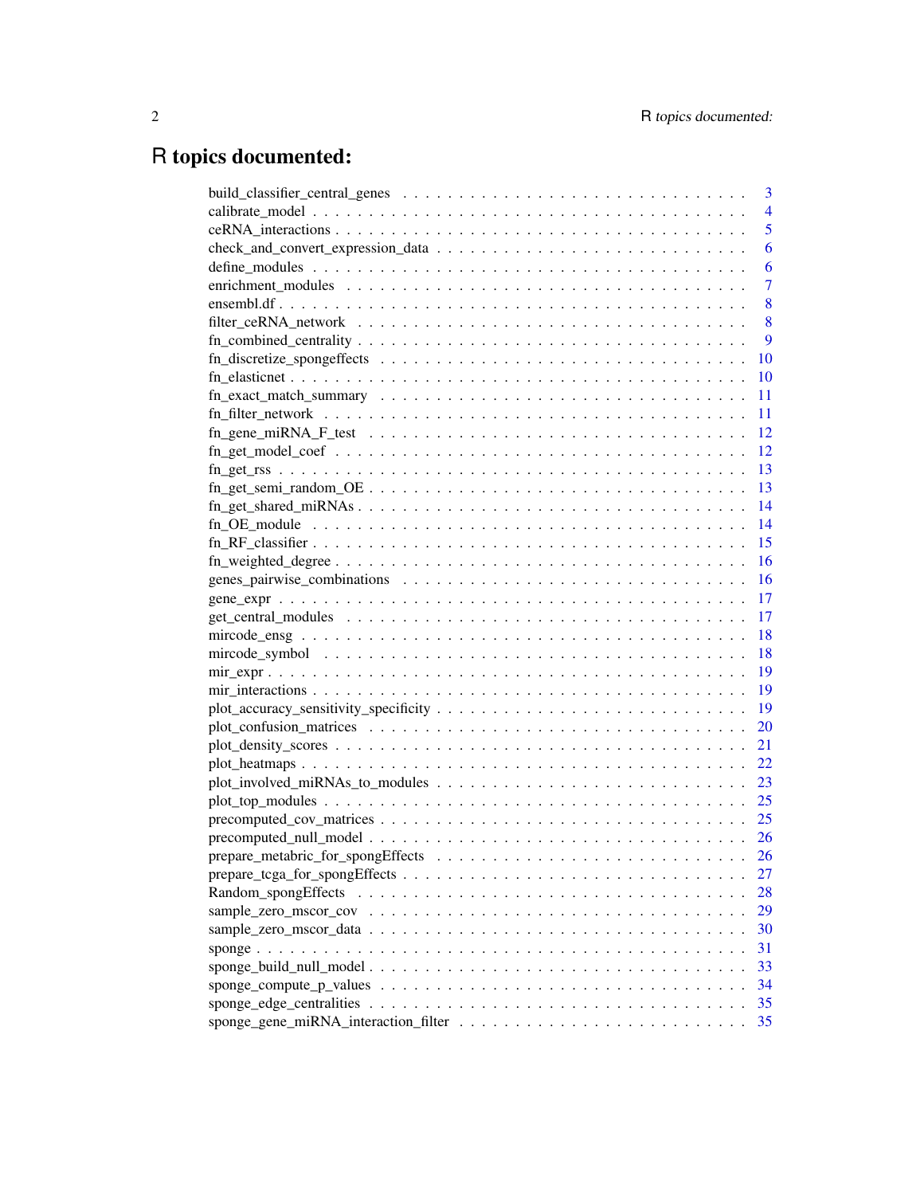# R topics documented:

build_classifier_central_genes . . . . . . . . . . . . . . . . . . . . . . . . . . . . . 3
calibrate_model . . . . . . . . . . . . . . . . . . . . . . . . . . . . . . . . . . . . 4
ceRNA_interactions . . . . . . . . . . . . . . . . . . . . . . . . . . . . . . . . . . . 5
check_and_convert_expression_data . . . . . . . . . . . . . . . . . . . . . . . . . . . 6
define_modules . . . . . . . . . . . . . . . . . . . . . . . . . . . . . . . . . . . . . 6
enrichment_modules . . . . . . . . . . . . . . . . . . . . . . . . . . . . . . . . . . . 7
ensembl.df . . . . . . . . . . . . . . . . . . . . . . . . . . . . . . . . . . . . . . . 8
filter_ceRNA_network . . . . . . . . . . . . . . . . . . . . . . . . . . . . . . . . . . 8
fn_combined_centrality . . . . . . . . . . . . . . . . . . . . . . . . . . . . . . . . . 9
fn_discretize_spongeffects . . . . . . . . . . . . . . . . . . . . . . . . . . . . . . . 10
fn_elasticnet . . . . . . . . . . . . . . . . . . . . . . . . . . . . . . . . . . . . . . 10
fn_exact_match_summary . . . . . . . . . . . . . . . . . . . . . . . . . . . . . . . . 11
fn_filter_network . . . . . . . . . . . . . . . . . . . . . . . . . . . . . . . . . . . 11
fn_gene_miRNA_F_test . . . . . . . . . . . . . . . . . . . . . . . . . . . . . . . . . 12
fn_get_model_coef . . . . . . . . . . . . . . . . . . . . . . . . . . . . . . . . . . . 12
fn_get_rss . . . . . . . . . . . . . . . . . . . . . . . . . . . . . . . . . . . . . . . 13
fn_get_semi_random_OE . . . . . . . . . . . . . . . . . . . . . . . . . . . . . . . . . 13
fn_get_shared_miRNAs . . . . . . . . . . . . . . . . . . . . . . . . . . . . . . . . . 14
fn_OE_module . . . . . . . . . . . . . . . . . . . . . . . . . . . . . . . . . . . . . . 14
fn_RF_classifier . . . . . . . . . . . . . . . . . . . . . . . . . . . . . . . . . . . . 15
fn_weighted_degree . . . . . . . . . . . . . . . . . . . . . . . . . . . . . . . . . . . 16
genes_pairwise_combinations . . . . . . . . . . . . . . . . . . . . . . . . . . . . . . 16
gene_expr . . . . . . . . . . . . . . . . . . . . . . . . . . . . . . . . . . . . . . . 17
get_central_modules . . . . . . . . . . . . . . . . . . . . . . . . . . . . . . . . . . 17
mircode_ensg . . . . . . . . . . . . . . . . . . . . . . . . . . . . . . . . . . . . . . 18
mircode_symbol . . . . . . . . . . . . . . . . . . . . . . . . . . . . . . . . . . . . . 18
mir_expr . . . . . . . . . . . . . . . . . . . . . . . . . . . . . . . . . . . . . . . . 19
mir_interactions . . . . . . . . . . . . . . . . . . . . . . . . . . . . . . . . . . . . 19
plot_accuracy_sensitivity_specificity . . . . . . . . . . . . . . . . . . . . . . . . . 19
plot_confusion_matrices . . . . . . . . . . . . . . . . . . . . . . . . . . . . . . . . 20
plot_density_scores . . . . . . . . . . . . . . . . . . . . . . . . . . . . . . . . . . 21
plot_heatmaps . . . . . . . . . . . . . . . . . . . . . . . . . . . . . . . . . . . . . 22
plot_involved_miRNAs_to_modules . . . . . . . . . . . . . . . . . . . . . . . . . . . 23
plot_top_modules . . . . . . . . . . . . . . . . . . . . . . . . . . . . . . . . . . . . 25
precomputed_cov_matrices . . . . . . . . . . . . . . . . . . . . . . . . . . . . . . . . 25
precomputed_null_model . . . . . . . . . . . . . . . . . . . . . . . . . . . . . . . . . 26
prepare_metabric_for_spongEffects . . . . . . . . . . . . . . . . . . . . . . . . . . . 26
prepare_tcga_for_spongEffects . . . . . . . . . . . . . . . . . . . . . . . . . . . . . 27
Random_spongEffects . . . . . . . . . . . . . . . . . . . . . . . . . . . . . . . . . . 28
sample_zero_mscor_cov . . . . . . . . . . . . . . . . . . . . . . . . . . . . . . . . . 29
sample_zero_mscor_data . . . . . . . . . . . . . . . . . . . . . . . . . . . . . . . . . 30
sponge . . . . . . . . . . . . . . . . . . . . . . . . . . . . . . . . . . . . . . . . . 31
sponge_build_null_model . . . . . . . . . . . . . . . . . . . . . . . . . . . . . . . . 33
sponge_compute_p_values . . . . . . . . . . . . . . . . . . . . . . . . . . . . . . . . 34
sponge_edge_centralities . . . . . . . . . . . . . . . . . . . . . . . . . . . . . . . . 35
sponge_gene_miRNA_interaction_filter . . . . . . . . . . . . . . . . . . . . . . . . . 35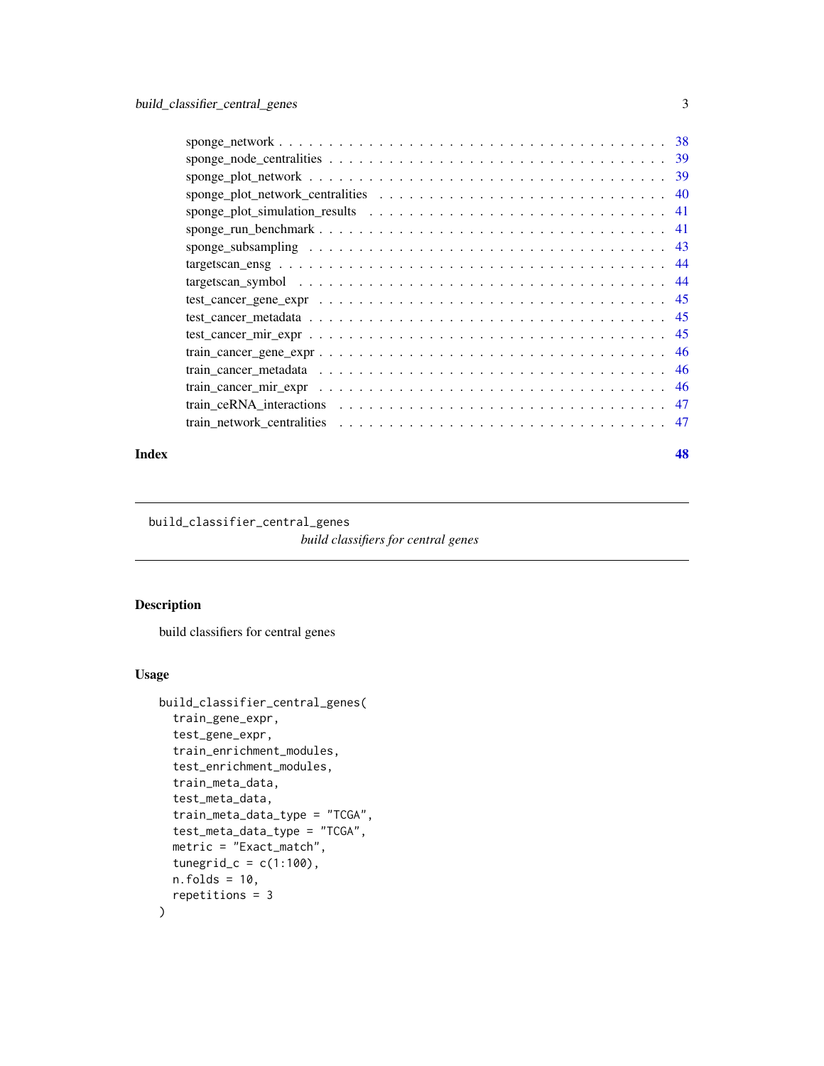sponge_network . . . . . . . . . . . . . . . . . . . . . . . . . . . . . . . . . . . . 38
sponge_node_centralities . . . . . . . . . . . . . . . . . . . . . . . . . . . . . . . . 39
sponge_plot_network . . . . . . . . . . . . . . . . . . . . . . . . . . . . . . . . . . 39
sponge_plot_network_centralities . . . . . . . . . . . . . . . . . . . . . . . . . . . . 40
sponge_plot_simulation_results . . . . . . . . . . . . . . . . . . . . . . . . . . . . 41
sponge_run_benchmark . . . . . . . . . . . . . . . . . . . . . . . . . . . . . . . . . 41
sponge_subsampling . . . . . . . . . . . . . . . . . . . . . . . . . . . . . . . . . . 43
targetscan_ensg . . . . . . . . . . . . . . . . . . . . . . . . . . . . . . . . . . . . 44
targetscan_symbol . . . . . . . . . . . . . . . . . . . . . . . . . . . . . . . . . . . 44
test_cancer_gene_expr . . . . . . . . . . . . . . . . . . . . . . . . . . . . . . . . . 45
test_cancer_metadata . . . . . . . . . . . . . . . . . . . . . . . . . . . . . . . . . . 45
test_cancer_mir_expr . . . . . . . . . . . . . . . . . . . . . . . . . . . . . . . . . . 45
train_cancer_gene_expr . . . . . . . . . . . . . . . . . . . . . . . . . . . . . . . . . 46
train_cancer_metadata . . . . . . . . . . . . . . . . . . . . . . . . . . . . . . . . . 46
train_cancer_mir_expr . . . . . . . . . . . . . . . . . . . . . . . . . . . . . . . . . 46
train_ceRNA_interactions . . . . . . . . . . . . . . . . . . . . . . . . . . . . . . . . 47
train_network_centralities . . . . . . . . . . . . . . . . . . . . . . . . . . . . . . . 47

**Index** **48**

---

`build_classifier_central_genes` *build classifiers for central genes*

---

## Description

build classifiers for central genes

## Usage

```
build_classifier_central_genes(
  train_gene_expr,
  test_gene_expr,
  train_enrichment_modules,
  test_enrichment_modules,
  train_meta_data,
  test_meta_data,
  train_meta_data_type = "TCGA",
  test_meta_data_type = "TCGA",
  metric = "Exact_match",
  tunegrid_c = c(1:100),
  n.folds = 10,
  repetitions = 3
)
```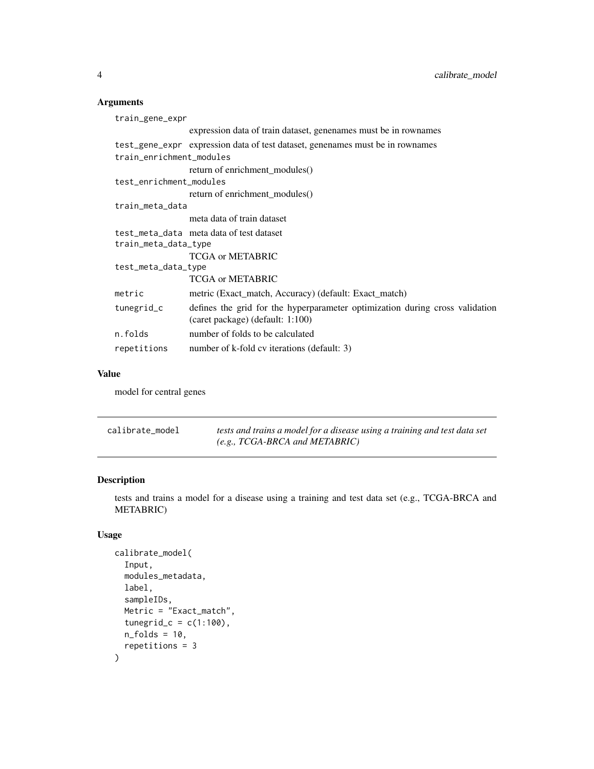## Arguments

| | |
|---|---|
| train_gene_expr | expression data of train dataset, genenames must be in rownames |
| test_gene_expr | expression data of test dataset, genenames must be in rownames |
| train_enrichment_modules | return of enrichment_modules() |
| test_enrichment_modules | return of enrichment_modules() |
| train_meta_data | meta data of train dataset |
| test_meta_data | meta data of test dataset |
| train_meta_data_type | TCGA or METABRIC |
| test_meta_data_type | TCGA or METABRIC |
| metric | metric (Exact_match, Accuracy) (default: Exact_match) |
| tunegrid_c | defines the grid for the hyperparameter optimization during cross validation (caret package) (default: 1:100) |
| n.folds | number of folds to be calculated |
| repetitions | number of k-fold cv iterations (default: 3) |

## Value

model for central genes

---

calibrate_model — *tests and trains a model for a disease using a training and test data set (e.g., TCGA-BRCA and METABRIC)*

---

## Description

tests and trains a model for a disease using a training and test data set (e.g., TCGA-BRCA and METABRIC)

## Usage

```
calibrate_model(
  Input,
  modules_metadata,
  label,
  sampleIDs,
  Metric = "Exact_match",
  tunegrid_c = c(1:100),
  n_folds = 10,
  repetitions = 3
)
```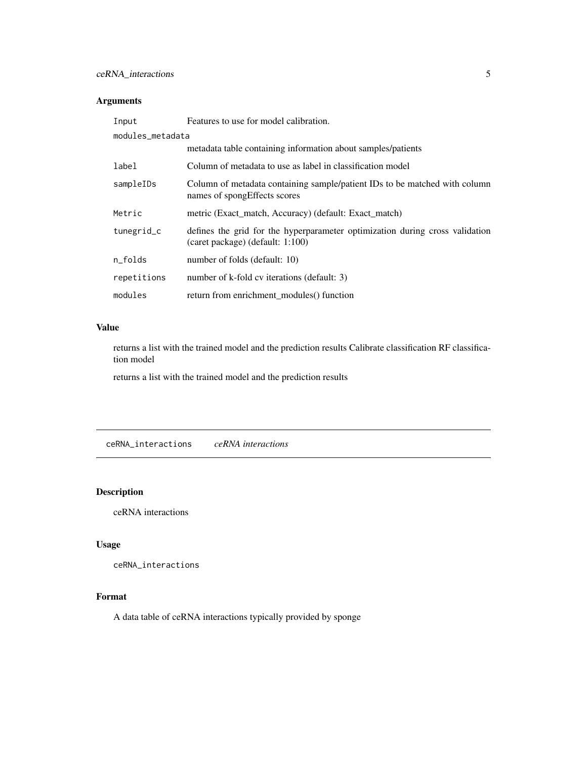### Arguments

| | |
|---|---|
| `Input` | Features to use for model calibration. |
| `modules_metadata` | metadata table containing information about samples/patients |
| `label` | Column of metadata to use as label in classification model |
| `sampleIDs` | Column of metadata containing sample/patient IDs to be matched with column names of spongEffects scores |
| `Metric` | metric (Exact_match, Accuracy) (default: Exact_match) |
| `tunegrid_c` | defines the grid for the hyperparameter optimization during cross validation (caret package) (default: 1:100) |
| `n_folds` | number of folds (default: 10) |
| `repetitions` | number of k-fold cv iterations (default: 3) |
| `modules` | return from enrichment_modules() function |

### Value

returns a list with the trained model and the prediction results Calibrate classification RF classification model

returns a list with the trained model and the prediction results

---

## `ceRNA_interactions` *ceRNA interactions*

---

### Description

ceRNA interactions

### Usage

```
ceRNA_interactions
```

### Format

A data table of ceRNA interactions typically provided by sponge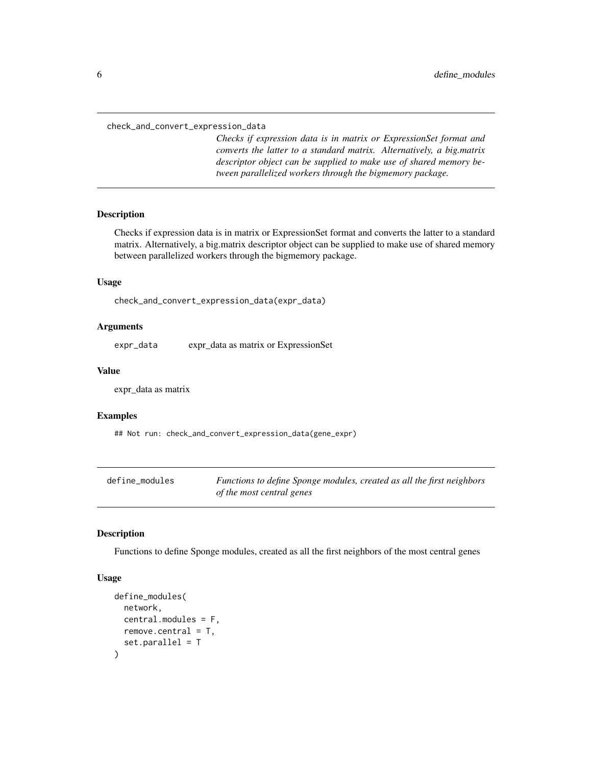## check_and_convert_expression_data

*Checks if expression data is in matrix or ExpressionSet format and converts the latter to a standard matrix. Alternatively, a big.matrix descriptor object can be supplied to make use of shared memory between parallelized workers through the bigmemory package.*

### Description

Checks if expression data is in matrix or ExpressionSet format and converts the latter to a standard matrix. Alternatively, a big.matrix descriptor object can be supplied to make use of shared memory between parallelized workers through the bigmemory package.

### Usage

```
check_and_convert_expression_data(expr_data)
```

### Arguments

| | |
|---|---|
| expr_data | expr_data as matrix or ExpressionSet |

### Value

expr_data as matrix

### Examples

```
## Not run: check_and_convert_expression_data(gene_expr)
```

## define_modules

*Functions to define Sponge modules, created as all the first neighbors of the most central genes*

### Description

Functions to define Sponge modules, created as all the first neighbors of the most central genes

### Usage

```
define_modules(
  network,
  central.modules = F,
  remove.central = T,
  set.parallel = T
)
```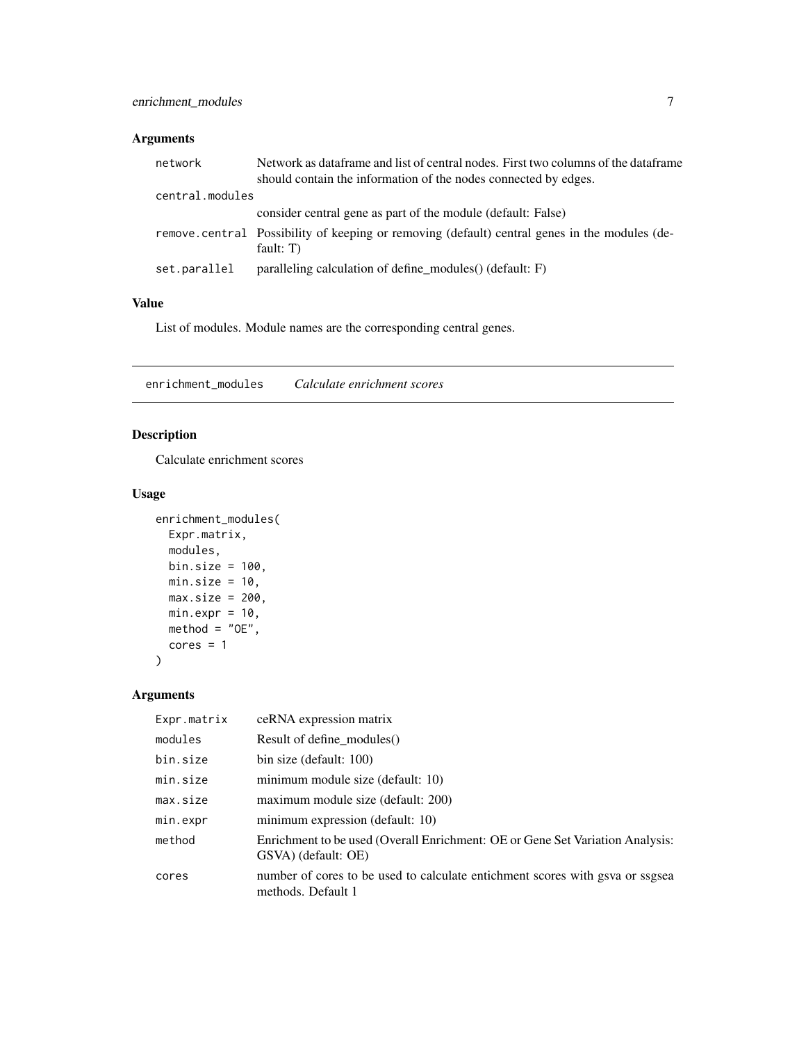### Arguments

| | |
|---|---|
| network | Network as dataframe and list of central nodes. First two columns of the dataframe should contain the information of the nodes connected by edges. |
| central.modules | consider central gene as part of the module (default: False) |
| remove.central | Possibility of keeping or removing (default) central genes in the modules (default: T) |
| set.parallel | paralleling calculation of define_modules() (default: F) |

### Value

List of modules. Module names are the corresponding central genes.

---

## enrichment_modules *Calculate enrichment scores*

### Description

Calculate enrichment scores

### Usage

```
enrichment_modules(
  Expr.matrix,
  modules,
  bin.size = 100,
  min.size = 10,
  max.size = 200,
  min.expr = 10,
  method = "OE",
  cores = 1
)
```

### Arguments

| | |
|---|---|
| Expr.matrix | ceRNA expression matrix |
| modules | Result of define_modules() |
| bin.size | bin size (default: 100) |
| min.size | minimum module size (default: 10) |
| max.size | maximum module size (default: 200) |
| min.expr | minimum expression (default: 10) |
| method | Enrichment to be used (Overall Enrichment: OE or Gene Set Variation Analysis: GSVA) (default: OE) |
| cores | number of cores to be used to calculate entichment scores with gsva or ssgsea methods. Default 1 |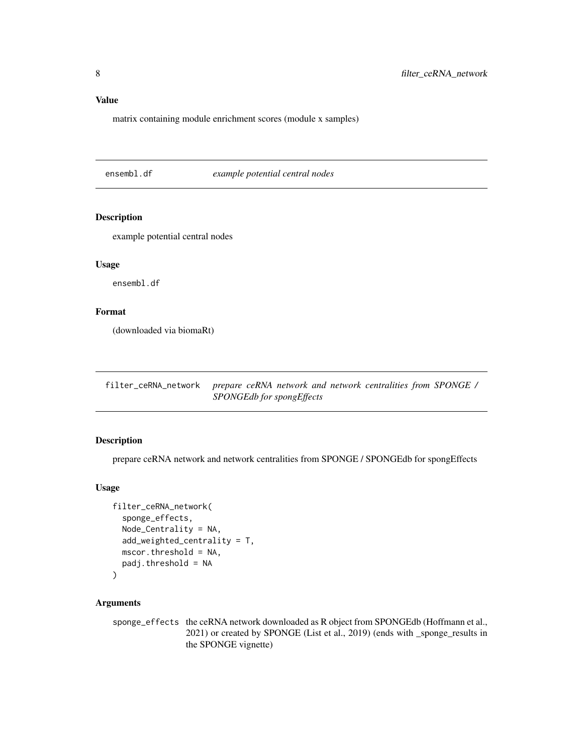## Value

matrix containing module enrichment scores (module x samples)

---

## ensembl.df — *example potential central nodes*

### Description

example potential central nodes

### Usage

```
ensembl.df
```

### Format

(downloaded via biomaRt)

---

## filter_ceRNA_network — *prepare ceRNA network and network centralities from SPONGE / SPONGEdb for spongEffects*

### Description

prepare ceRNA network and network centralities from SPONGE / SPONGEdb for spongEffects

### Usage

```
filter_ceRNA_network(
  sponge_effects,
  Node_Centrality = NA,
  add_weighted_centrality = T,
  mscor.threshold = NA,
  padj.threshold = NA
)
```

### Arguments

`sponge_effects` the ceRNA network downloaded as R object from SPONGEdb (Hoffmann et al., 2021) or created by SPONGE (List et al., 2019) (ends with _sponge_results in the SPONGE vignette)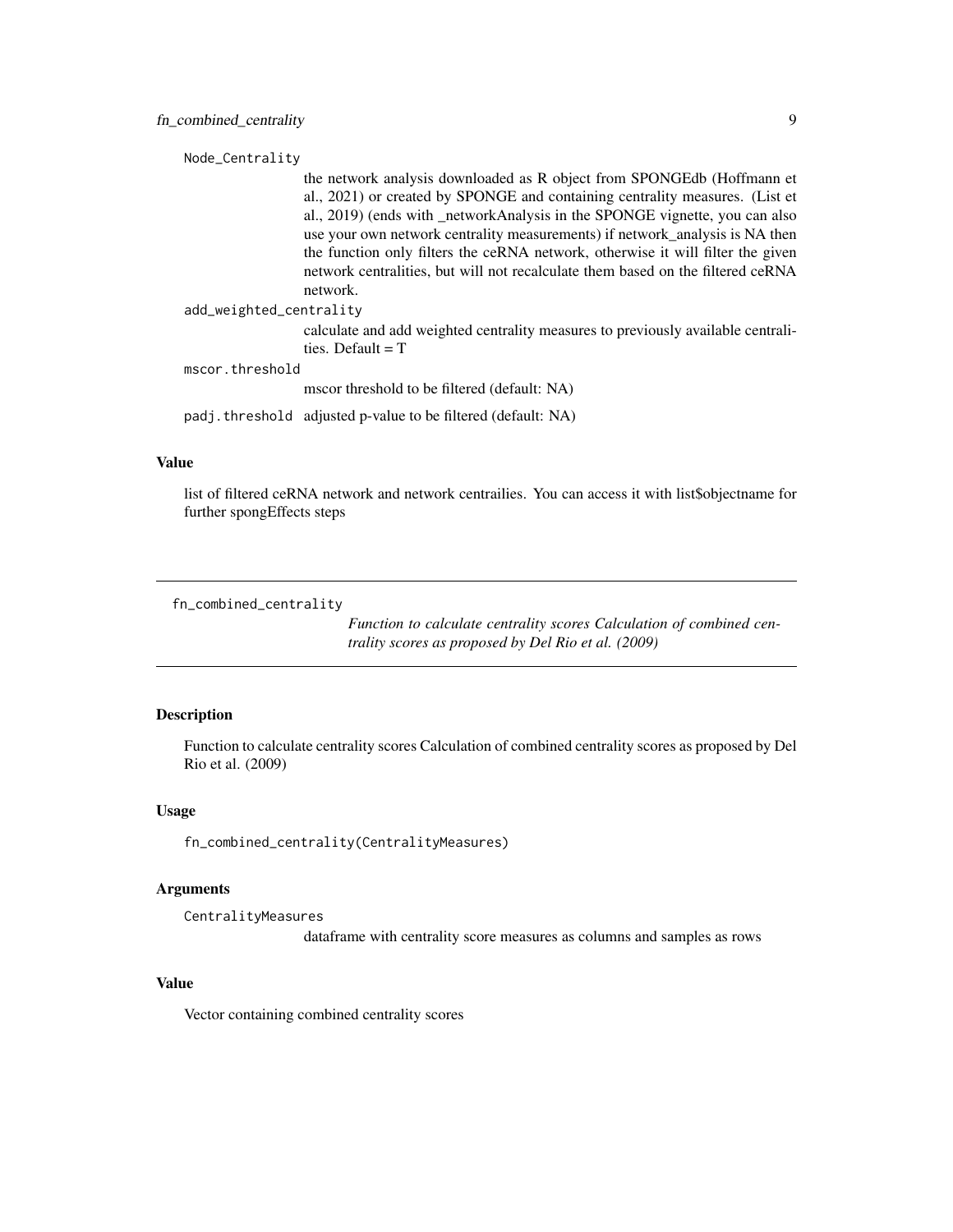`Node_Centrality`
: the network analysis downloaded as R object from SPONGEdb (Hoffmann et al., 2021) or created by SPONGE and containing centrality measures. (List et al., 2019) (ends with _networkAnalysis in the SPONGE vignette, you can also use your own network centrality measurements) if network_analysis is NA then the function only filters the ceRNA network, otherwise it will filter the given network centralities, but will not recalculate them based on the filtered ceRNA network.

`add_weighted_centrality`
: calculate and add weighted centrality measures to previously available centralities. Default = T

`mscor.threshold`
: mscor threshold to be filtered (default: NA)

`padj.threshold`
: adjusted p-value to be filtered (default: NA)

### Value

list of filtered ceRNA network and network centrailies. You can access it with list$objectname for further spongEffects steps

---

## fn_combined_centrality

*Function to calculate centrality scores Calculation of combined centrality scores as proposed by Del Rio et al. (2009)*

---

### Description

Function to calculate centrality scores Calculation of combined centrality scores as proposed by Del Rio et al. (2009)

### Usage

```
fn_combined_centrality(CentralityMeasures)
```

### Arguments

`CentralityMeasures`
: dataframe with centrality score measures as columns and samples as rows

### Value

Vector containing combined centrality scores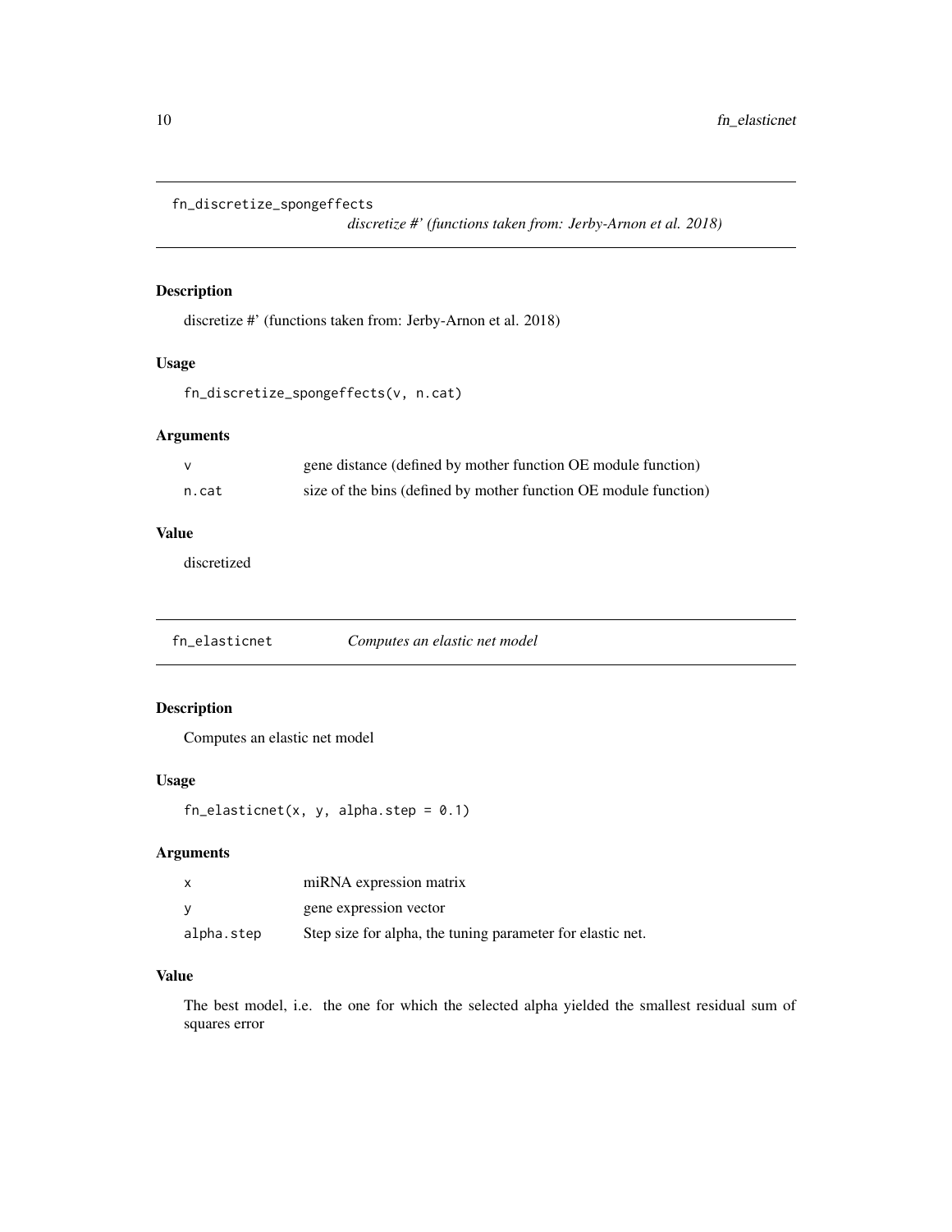## fn_discretize_spongeffects

*discretize #' (functions taken from: Jerby-Arnon et al. 2018)*

### Description

discretize #' (functions taken from: Jerby-Arnon et al. 2018)

### Usage

```
fn_discretize_spongeffects(v, n.cat)
```

### Arguments

| | |
|---|---|
| v | gene distance (defined by mother function OE module function) |
| n.cat | size of the bins (defined by mother function OE module function) |

### Value

discretized

## fn_elasticnet

*Computes an elastic net model*

### Description

Computes an elastic net model

### Usage

```
fn_elasticnet(x, y, alpha.step = 0.1)
```

### Arguments

| | |
|---|---|
| x | miRNA expression matrix |
| y | gene expression vector |
| alpha.step | Step size for alpha, the tuning parameter for elastic net. |

### Value

The best model, i.e. the one for which the selected alpha yielded the smallest residual sum of squares error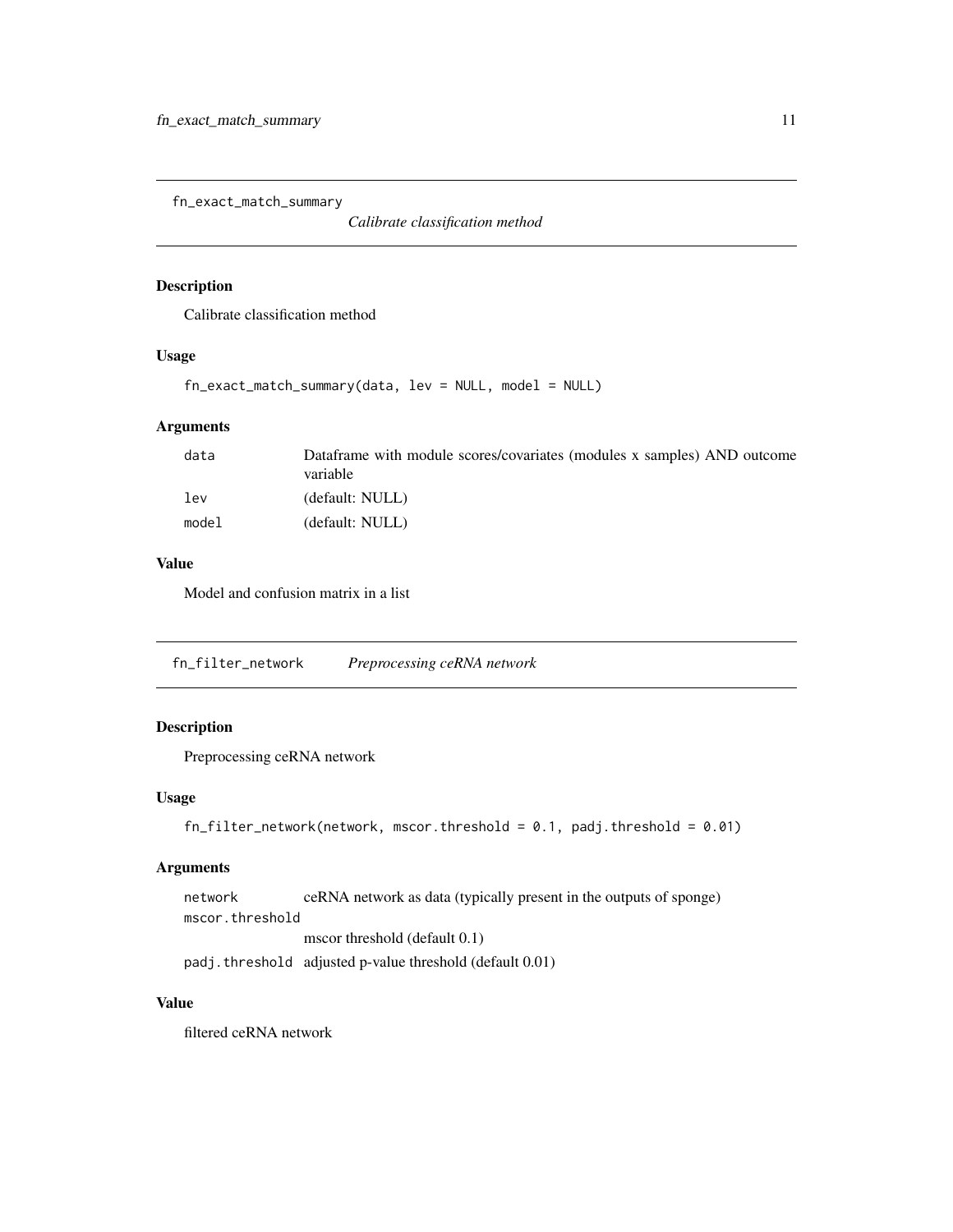## fn_exact_match_summary

*Calibrate classification method*

### Description

Calibrate classification method

### Usage

```
fn_exact_match_summary(data, lev = NULL, model = NULL)
```

### Arguments

| | |
|---|---|
| data | Dataframe with module scores/covariates (modules x samples) AND outcome variable |
| lev | (default: NULL) |
| model | (default: NULL) |

### Value

Model and confusion matrix in a list

## fn_filter_network

*Preprocessing ceRNA network*

### Description

Preprocessing ceRNA network

### Usage

```
fn_filter_network(network, mscor.threshold = 0.1, padj.threshold = 0.01)
```

### Arguments

| | |
|---|---|
| network | ceRNA network as data (typically present in the outputs of sponge) |
| mscor.threshold | mscor threshold (default 0.1) |
| padj.threshold | adjusted p-value threshold (default 0.01) |

### Value

filtered ceRNA network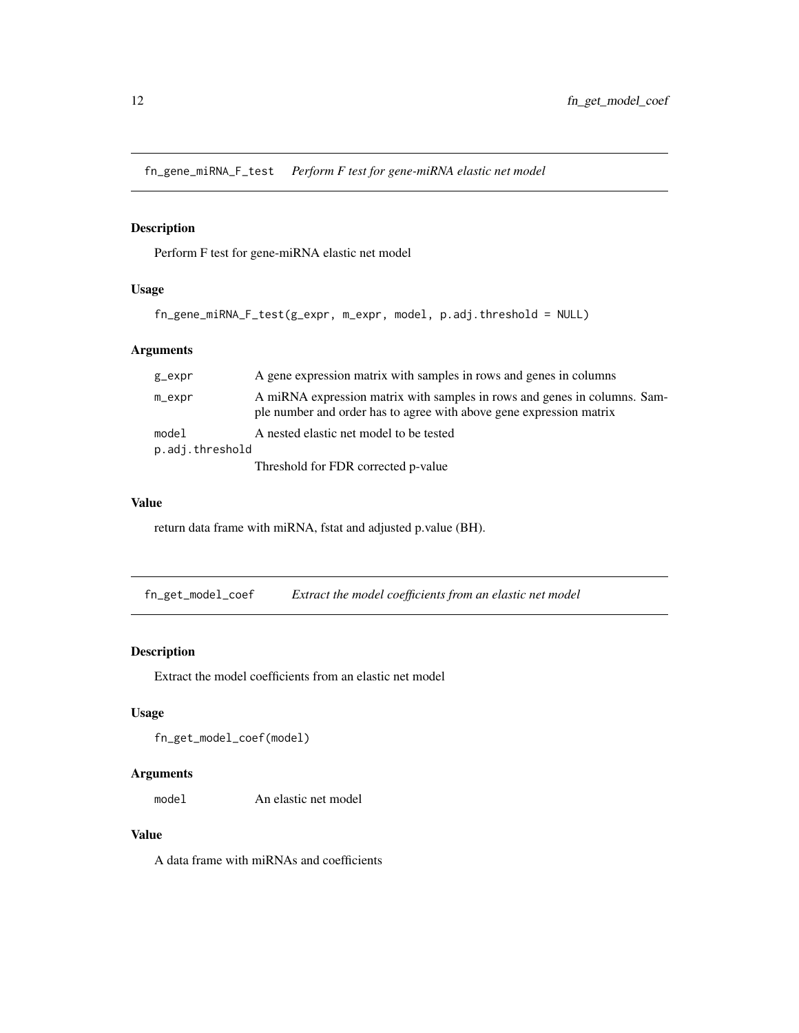## fn_gene_miRNA_F_test — *Perform F test for gene-miRNA elastic net model*

### Description

Perform F test for gene-miRNA elastic net model

### Usage

```
fn_gene_miRNA_F_test(g_expr, m_expr, model, p.adj.threshold = NULL)
```

### Arguments

| | |
|---|---|
| `g_expr` | A gene expression matrix with samples in rows and genes in columns |
| `m_expr` | A miRNA expression matrix with samples in rows and genes in columns. Sample number and order has to agree with above gene expression matrix |
| `model` | A nested elastic net model to be tested |
| `p.adj.threshold` | Threshold for FDR corrected p-value |

### Value

return data frame with miRNA, fstat and adjusted p.value (BH).

## fn_get_model_coef — *Extract the model coefficients from an elastic net model*

### Description

Extract the model coefficients from an elastic net model

### Usage

```
fn_get_model_coef(model)
```

### Arguments

| | |
|---|---|
| `model` | An elastic net model |

### Value

A data frame with miRNAs and coefficients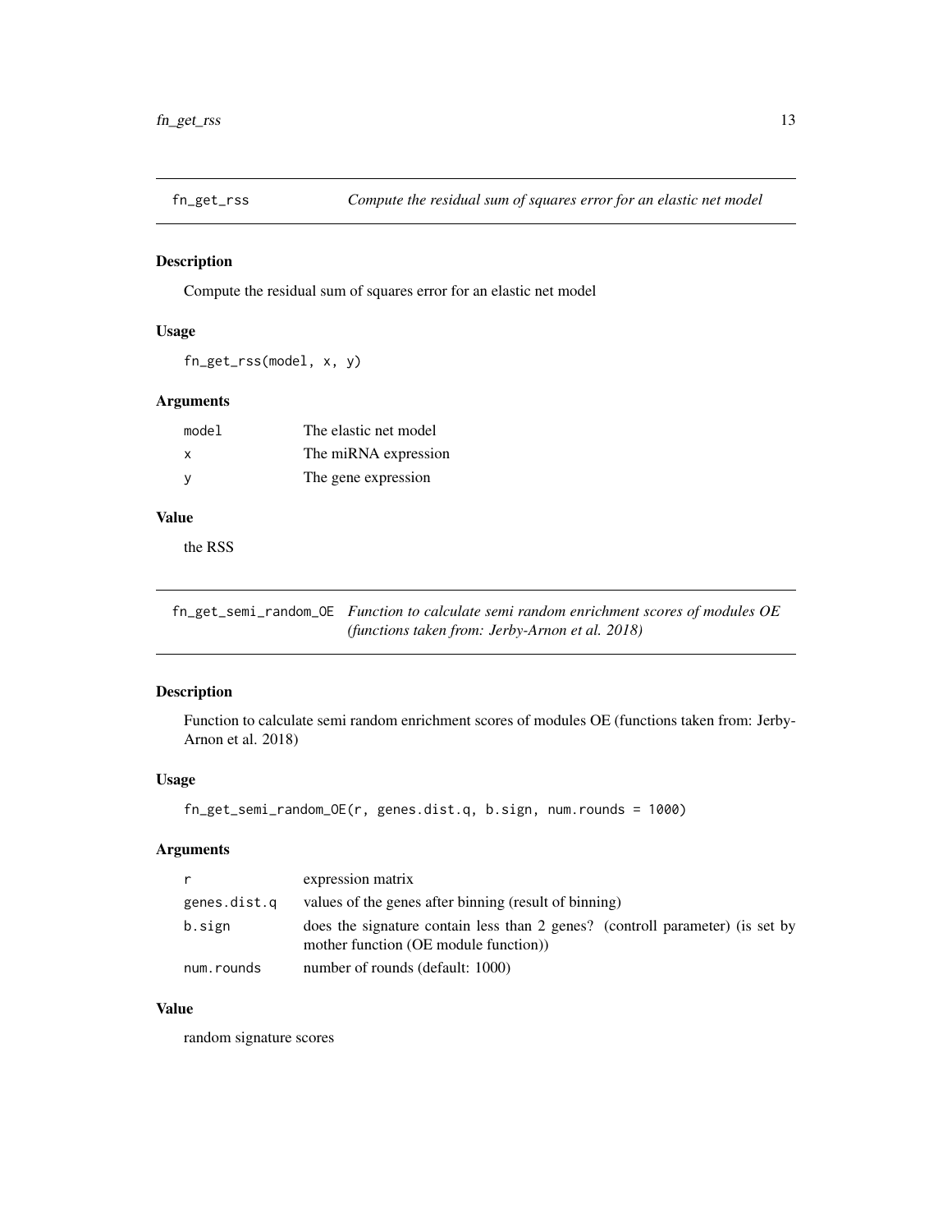## fn_get_rss — *Compute the residual sum of squares error for an elastic net model*

### Description

Compute the residual sum of squares error for an elastic net model

### Usage

```
fn_get_rss(model, x, y)
```

### Arguments

| | |
|---|---|
| model | The elastic net model |
| x | The miRNA expression |
| y | The gene expression |

### Value

the RSS

## fn_get_semi_random_OE — *Function to calculate semi random enrichment scores of modules OE (functions taken from: Jerby-Arnon et al. 2018)*

### Description

Function to calculate semi random enrichment scores of modules OE (functions taken from: Jerby-Arnon et al. 2018)

### Usage

```
fn_get_semi_random_OE(r, genes.dist.q, b.sign, num.rounds = 1000)
```

### Arguments

| | |
|---|---|
| r | expression matrix |
| genes.dist.q | values of the genes after binning (result of binning) |
| b.sign | does the signature contain less than 2 genes? (controll parameter) (is set by mother function (OE module function)) |
| num.rounds | number of rounds (default: 1000) |

### Value

random signature scores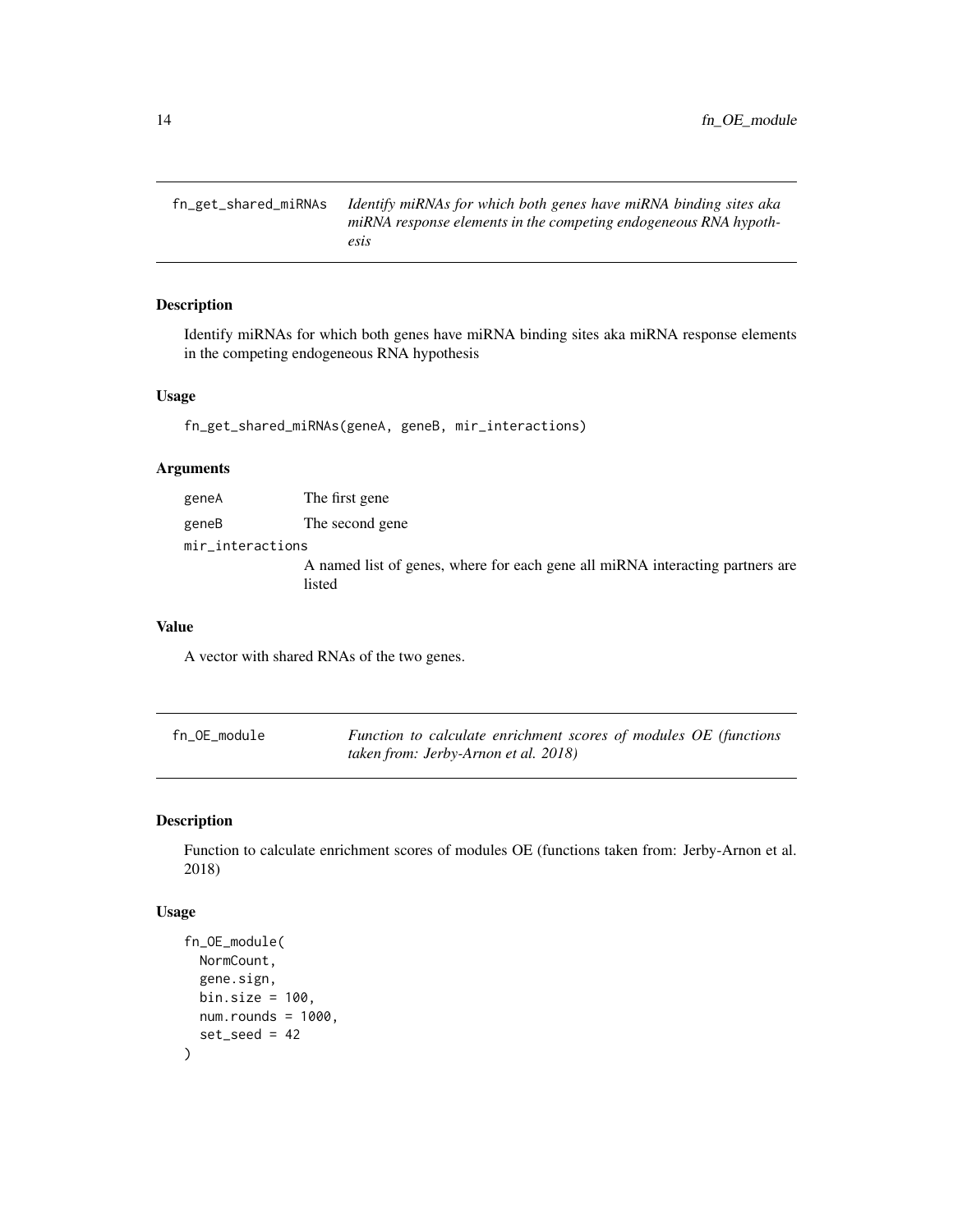## fn_get_shared_miRNAs

*Identify miRNAs for which both genes have miRNA binding sites aka miRNA response elements in the competing endogeneous RNA hypothesis*

### Description

Identify miRNAs for which both genes have miRNA binding sites aka miRNA response elements in the competing endogeneous RNA hypothesis

### Usage

```
fn_get_shared_miRNAs(geneA, geneB, mir_interactions)
```

### Arguments

| | |
|---|---|
| geneA | The first gene |
| geneB | The second gene |
| mir_interactions | A named list of genes, where for each gene all miRNA interacting partners are listed |

### Value

A vector with shared RNAs of the two genes.

## fn_OE_module

*Function to calculate enrichment scores of modules OE (functions taken from: Jerby-Arnon et al. 2018)*

### Description

Function to calculate enrichment scores of modules OE (functions taken from: Jerby-Arnon et al. 2018)

### Usage

```
fn_OE_module(
  NormCount,
  gene.sign,
  bin.size = 100,
  num.rounds = 1000,
  set_seed = 42
)
```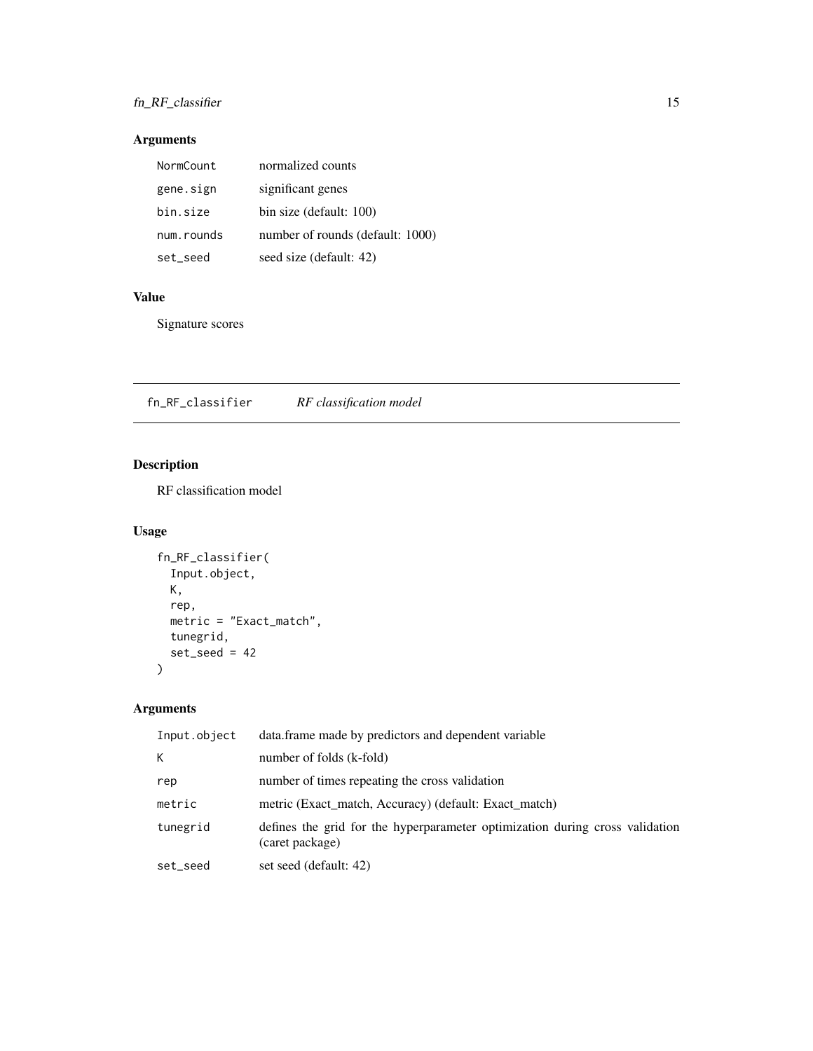## Arguments

| | |
|---|---|
| NormCount | normalized counts |
| gene.sign | significant genes |
| bin.size | bin size (default: 100) |
| num.rounds | number of rounds (default: 1000) |
| set_seed | seed size (default: 42) |

## Value

Signature scores

---

# fn_RF_classifier *RF classification model*

---

## Description

RF classification model

## Usage

```
fn_RF_classifier(
  Input.object,
  K,
  rep,
  metric = "Exact_match",
  tunegrid,
  set_seed = 42
)
```

## Arguments

| | |
|---|---|
| Input.object | data.frame made by predictors and dependent variable |
| K | number of folds (k-fold) |
| rep | number of times repeating the cross validation |
| metric | metric (Exact_match, Accuracy) (default: Exact_match) |
| tunegrid | defines the grid for the hyperparameter optimization during cross validation (caret package) |
| set_seed | set seed (default: 42) |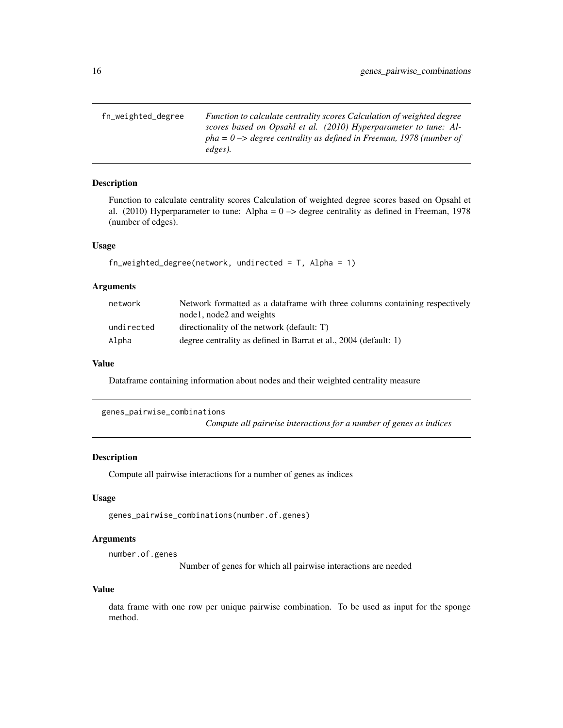## fn_weighted_degree

*Function to calculate centrality scores Calculation of weighted degree scores based on Opsahl et al. (2010) Hyperparameter to tune: Alpha = 0 –> degree centrality as defined in Freeman, 1978 (number of edges).*

### Description

Function to calculate centrality scores Calculation of weighted degree scores based on Opsahl et al. (2010) Hyperparameter to tune: Alpha = 0 –> degree centrality as defined in Freeman, 1978 (number of edges).

### Usage

```
fn_weighted_degree(network, undirected = T, Alpha = 1)
```

### Arguments

| | |
|---|---|
| network | Network formatted as a dataframe with three columns containing respectively node1, node2 and weights |
| undirected | directionality of the network (default: T) |
| Alpha | degree centrality as defined in Barrat et al., 2004 (default: 1) |

### Value

Dataframe containing information about nodes and their weighted centrality measure

## genes_pairwise_combinations

*Compute all pairwise interactions for a number of genes as indices*

### Description

Compute all pairwise interactions for a number of genes as indices

### Usage

```
genes_pairwise_combinations(number.of.genes)
```

### Arguments

| | |
|---|---|
| number.of.genes | Number of genes for which all pairwise interactions are needed |

### Value

data frame with one row per unique pairwise combination. To be used as input for the sponge method.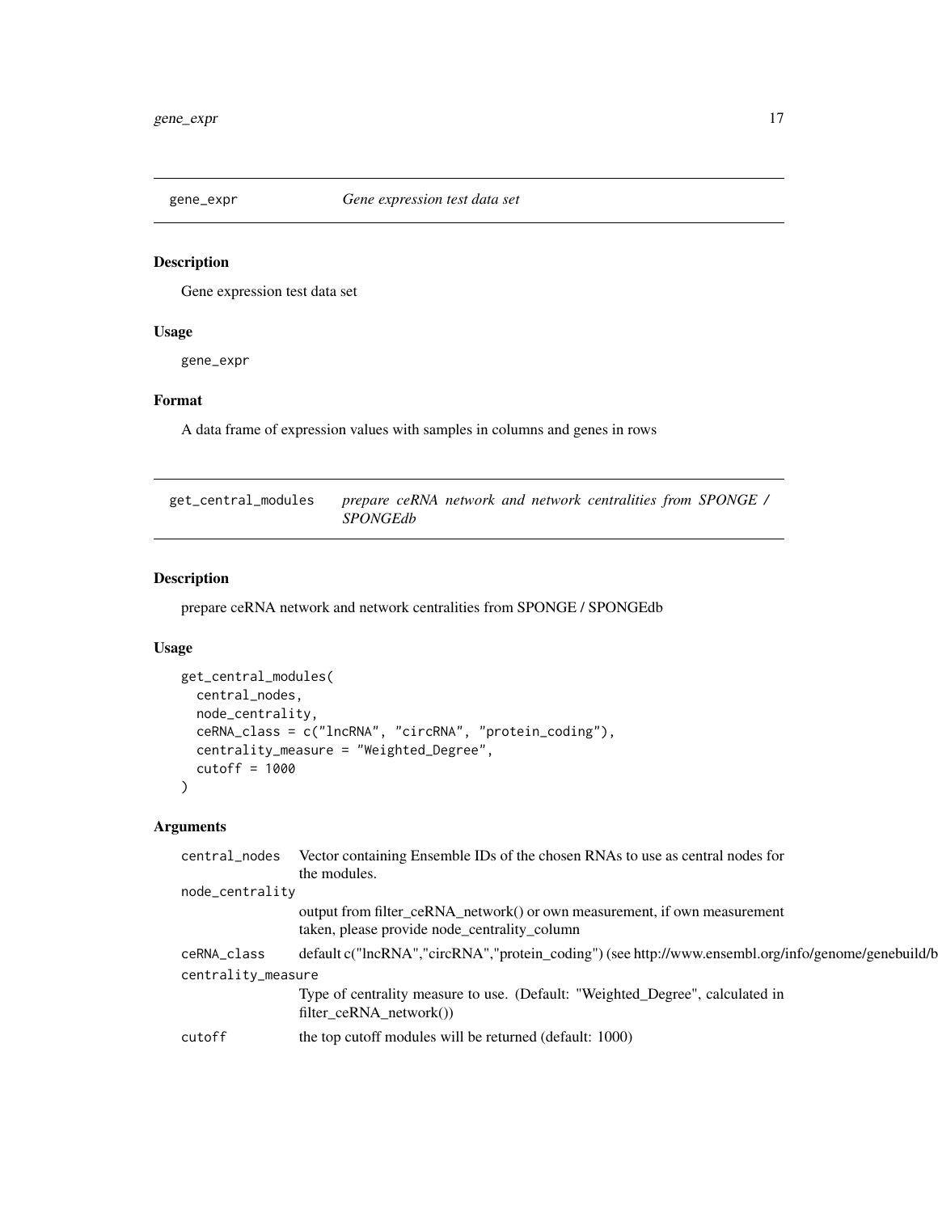## gene_expr — *Gene expression test data set*

### Description

Gene expression test data set

### Usage

```
gene_expr
```

### Format

A data frame of expression values with samples in columns and genes in rows

## get_central_modules — *prepare ceRNA network and network centralities from SPONGE / SPONGEdb*

### Description

prepare ceRNA network and network centralities from SPONGE / SPONGEdb

### Usage

```
get_central_modules(
  central_nodes,
  node_centrality,
  ceRNA_class = c("lncRNA", "circRNA", "protein_coding"),
  centrality_measure = "Weighted_Degree",
  cutoff = 1000
)
```

### Arguments

| | |
|---|---|
| `central_nodes` | Vector containing Ensemble IDs of the chosen RNAs to use as central nodes for the modules. |
| `node_centrality` | output from filter_ceRNA_network() or own measurement, if own measurement taken, please provide node_centrality_column |
| `ceRNA_class` | default c("lncRNA","circRNA","protein_coding") (see http://www.ensembl.org/info/genome/genebuild/b |
| `centrality_measure` | Type of centrality measure to use. (Default: "Weighted_Degree", calculated in filter_ceRNA_network()) |
| `cutoff` | the top cutoff modules will be returned (default: 1000) |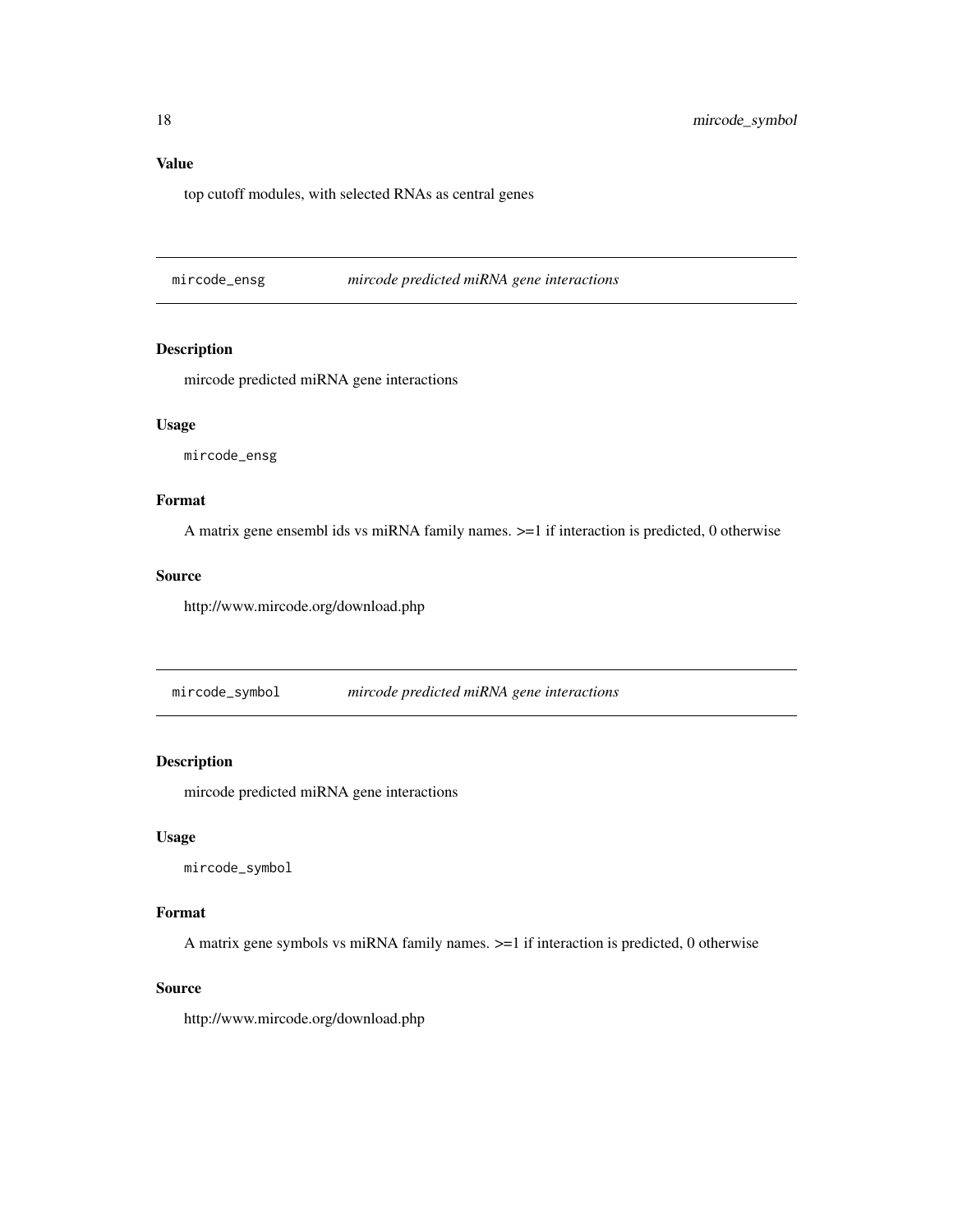### Value

top cutoff modules, with selected RNAs as central genes

---

## mircode_ensg    *mircode predicted miRNA gene interactions*

---

### Description

mircode predicted miRNA gene interactions

### Usage

```
mircode_ensg
```

### Format

A matrix gene ensembl ids vs miRNA family names. >=1 if interaction is predicted, 0 otherwise

### Source

http://www.mircode.org/download.php

---

## mircode_symbol    *mircode predicted miRNA gene interactions*

---

### Description

mircode predicted miRNA gene interactions

### Usage

```
mircode_symbol
```

### Format

A matrix gene symbols vs miRNA family names. >=1 if interaction is predicted, 0 otherwise

### Source

http://www.mircode.org/download.php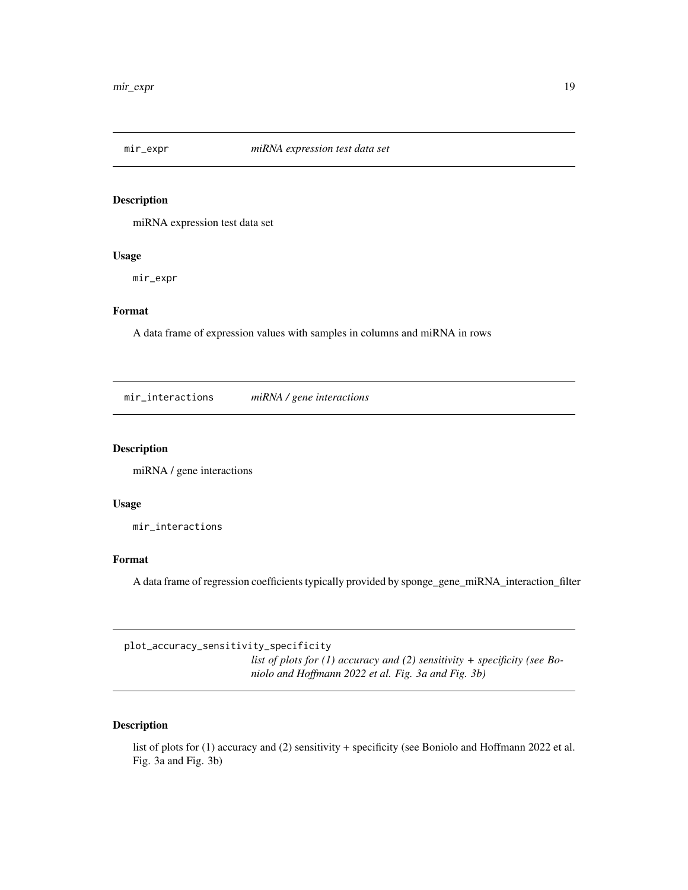## mir_expr *miRNA expression test data set*

### Description

miRNA expression test data set

### Usage

```
mir_expr
```

### Format

A data frame of expression values with samples in columns and miRNA in rows

## mir_interactions *miRNA / gene interactions*

### Description

miRNA / gene interactions

### Usage

```
mir_interactions
```

### Format

A data frame of regression coefficients typically provided by sponge_gene_miRNA_interaction_filter

## plot_accuracy_sensitivity_specificity *list of plots for (1) accuracy and (2) sensitivity + specificity (see Boniolo and Hoffmann 2022 et al. Fig. 3a and Fig. 3b)*

### Description

list of plots for (1) accuracy and (2) sensitivity + specificity (see Boniolo and Hoffmann 2022 et al. Fig. 3a and Fig. 3b)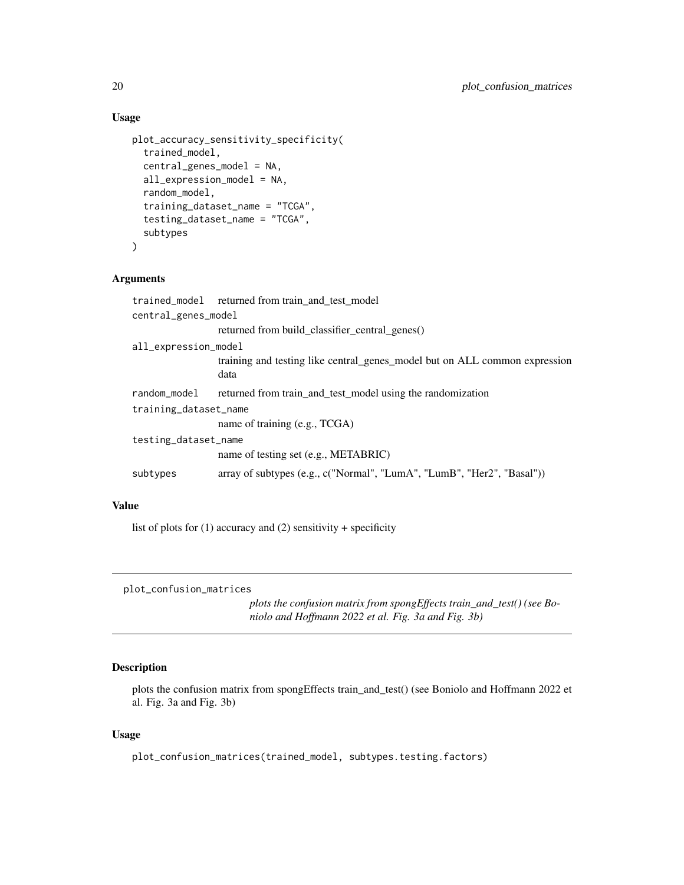### Usage

```
plot_accuracy_sensitivity_specificity(
  trained_model,
  central_genes_model = NA,
  all_expression_model = NA,
  random_model,
  training_dataset_name = "TCGA",
  testing_dataset_name = "TCGA",
  subtypes
)
```

### Arguments

| | |
|---|---|
| trained_model | returned from train_and_test_model |
| central_genes_model | returned from build_classifier_central_genes() |
| all_expression_model | training and testing like central_genes_model but on ALL common expression data |
| random_model | returned from train_and_test_model using the randomization |
| training_dataset_name | name of training (e.g., TCGA) |
| testing_dataset_name | name of testing set (e.g., METABRIC) |
| subtypes | array of subtypes (e.g., c("Normal", "LumA", "LumB", "Her2", "Basal")) |

### Value

list of plots for (1) accuracy and (2) sensitivity + specificity

---

## plot_confusion_matrices

*plots the confusion matrix from spongEffects train_and_test() (see Boniolo and Hoffmann 2022 et al. Fig. 3a and Fig. 3b)*

---

### Description

plots the confusion matrix from spongEffects train_and_test() (see Boniolo and Hoffmann 2022 et al. Fig. 3a and Fig. 3b)

### Usage

```
plot_confusion_matrices(trained_model, subtypes.testing.factors)
```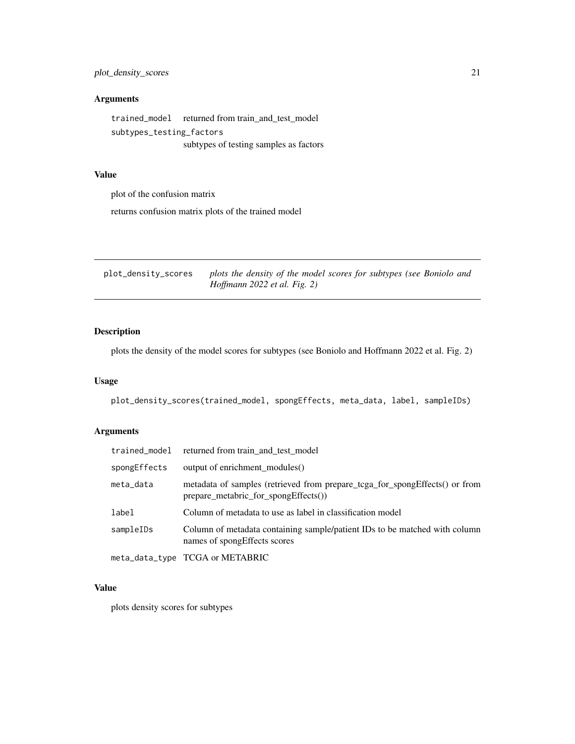### Arguments

| | |
|---|---|
| `trained_model` | returned from train_and_test_model |
| `subtypes_testing_factors` | subtypes of testing samples as factors |

### Value

plot of the confusion matrix

returns confusion matrix plots of the trained model

---

## plot_density_scores — *plots the density of the model scores for subtypes (see Boniolo and Hoffmann 2022 et al. Fig. 2)*

---

### Description

plots the density of the model scores for subtypes (see Boniolo and Hoffmann 2022 et al. Fig. 2)

### Usage

```
plot_density_scores(trained_model, spongEffects, meta_data, label, sampleIDs)
```

### Arguments

| | |
|---|---|
| `trained_model` | returned from train_and_test_model |
| `spongEffects` | output of enrichment_modules() |
| `meta_data` | metadata of samples (retrieved from prepare_tcga_for_spongEffects() or from prepare_metabric_for_spongEffects()) |
| `label` | Column of metadata to use as label in classification model |
| `sampleIDs` | Column of metadata containing sample/patient IDs to be matched with column names of spongEffects scores |
| `meta_data_type` | TCGA or METABRIC |

### Value

plots density scores for subtypes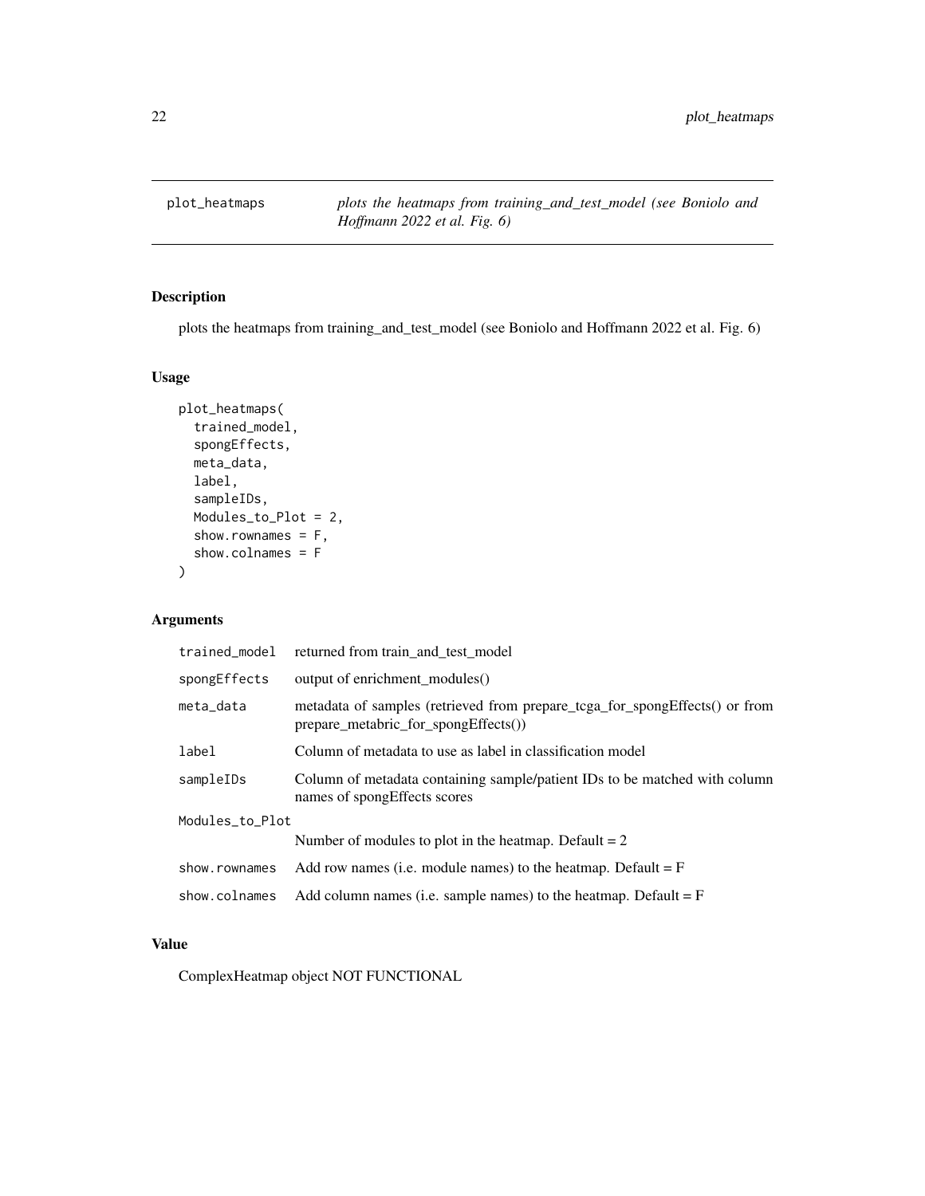# plot_heatmaps

*plots the heatmaps from training_and_test_model (see Boniolo and Hoffmann 2022 et al. Fig. 6)*

## Description

plots the heatmaps from training_and_test_model (see Boniolo and Hoffmann 2022 et al. Fig. 6)

## Usage

```
plot_heatmaps(
  trained_model,
  spongEffects,
  meta_data,
  label,
  sampleIDs,
  Modules_to_Plot = 2,
  show.rownames = F,
  show.colnames = F
)
```

## Arguments

| | |
|---|---|
| trained_model | returned from train_and_test_model |
| spongEffects | output of enrichment_modules() |
| meta_data | metadata of samples (retrieved from prepare_tcga_for_spongEffects() or from prepare_metabric_for_spongEffects()) |
| label | Column of metadata to use as label in classification model |
| sampleIDs | Column of metadata containing sample/patient IDs to be matched with column names of spongEffects scores |
| Modules_to_Plot | Number of modules to plot in the heatmap. Default = 2 |
| show.rownames | Add row names (i.e. module names) to the heatmap. Default = F |
| show.colnames | Add column names (i.e. sample names) to the heatmap. Default = F |

## Value

ComplexHeatmap object NOT FUNCTIONAL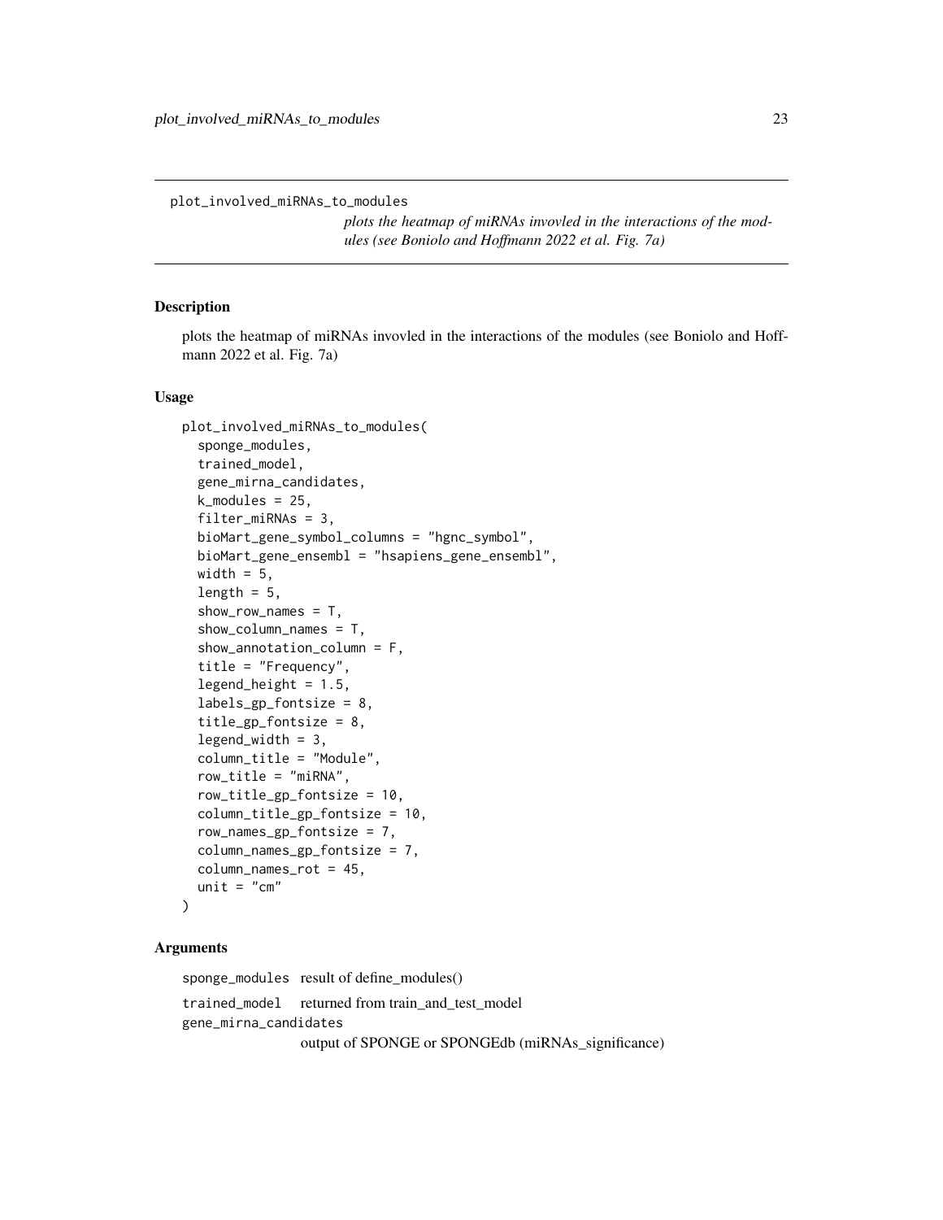## plot_involved_miRNAs_to_modules

*plots the heatmap of miRNAs invovled in the interactions of the modules (see Boniolo and Hoffmann 2022 et al. Fig. 7a)*

### Description

plots the heatmap of miRNAs invovled in the interactions of the modules (see Boniolo and Hoffmann 2022 et al. Fig. 7a)

### Usage

```
plot_involved_miRNAs_to_modules(
  sponge_modules,
  trained_model,
  gene_mirna_candidates,
  k_modules = 25,
  filter_miRNAs = 3,
  bioMart_gene_symbol_columns = "hgnc_symbol",
  bioMart_gene_ensembl = "hsapiens_gene_ensembl",
  width = 5,
  length = 5,
  show_row_names = T,
  show_column_names = T,
  show_annotation_column = F,
  title = "Frequency",
  legend_height = 1.5,
  labels_gp_fontsize = 8,
  title_gp_fontsize = 8,
  legend_width = 3,
  column_title = "Module",
  row_title = "miRNA",
  row_title_gp_fontsize = 10,
  column_title_gp_fontsize = 10,
  row_names_gp_fontsize = 7,
  column_names_gp_fontsize = 7,
  column_names_rot = 45,
  unit = "cm"
)
```

### Arguments

`sponge_modules` result of define_modules()

`trained_model` returned from train_and_test_model

`gene_mirna_candidates`
output of SPONGE or SPONGEdb (miRNAs_significance)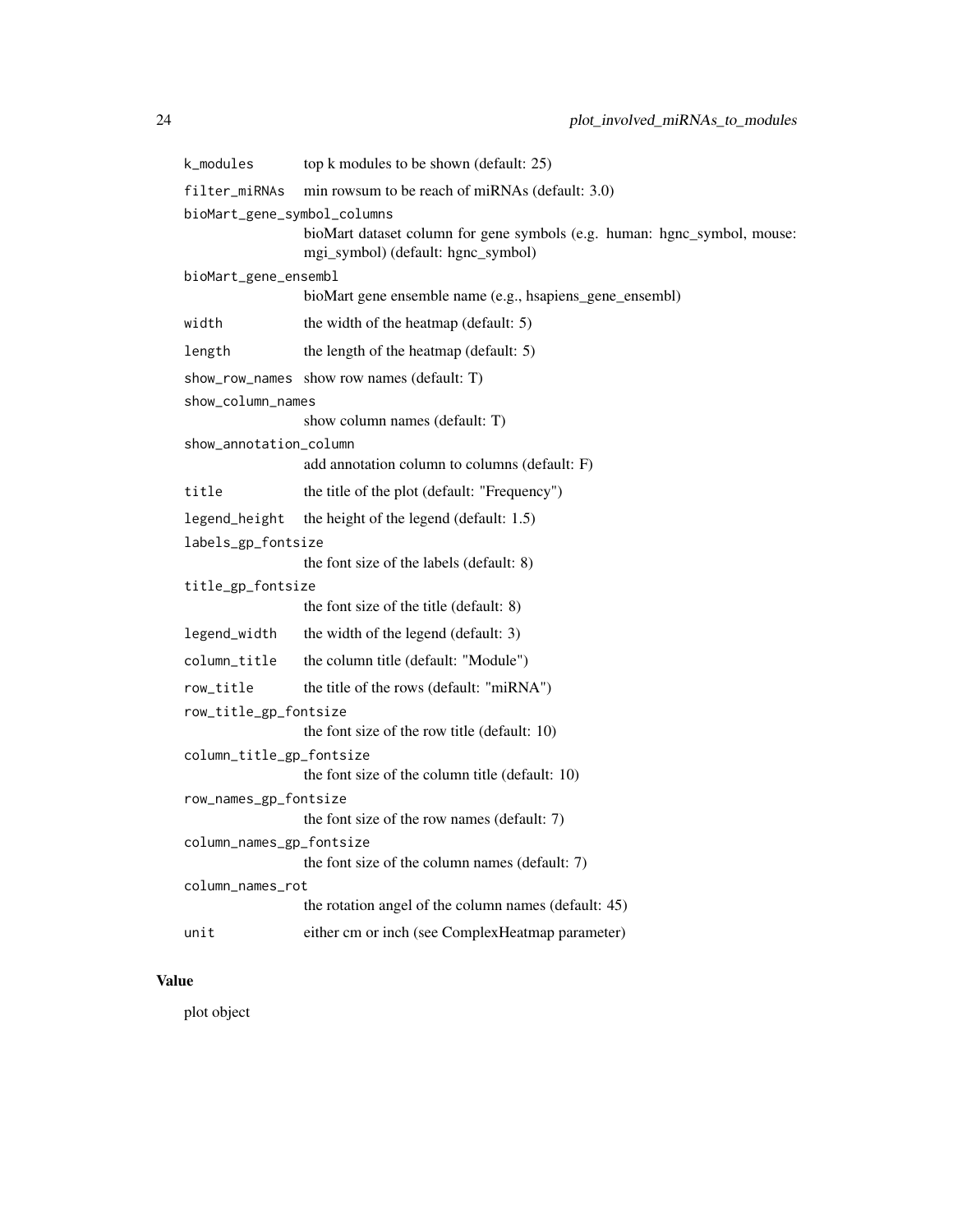| | |
|---|---|
| `k_modules` | top k modules to be shown (default: 25) |
| `filter_miRNAs` | min rowsum to be reach of miRNAs (default: 3.0) |
| `bioMart_gene_symbol_columns` | bioMart dataset column for gene symbols (e.g. human: hgnc_symbol, mouse: mgi_symbol) (default: hgnc_symbol) |
| `bioMart_gene_ensembl` | bioMart gene ensemble name (e.g., hsapiens_gene_ensembl) |
| `width` | the width of the heatmap (default: 5) |
| `length` | the length of the heatmap (default: 5) |
| `show_row_names` | show row names (default: T) |
| `show_column_names` | show column names (default: T) |
| `show_annotation_column` | add annotation column to columns (default: F) |
| `title` | the title of the plot (default: "Frequency") |
| `legend_height` | the height of the legend (default: 1.5) |
| `labels_gp_fontsize` | the font size of the labels (default: 8) |
| `title_gp_fontsize` | the font size of the title (default: 8) |
| `legend_width` | the width of the legend (default: 3) |
| `column_title` | the column title (default: "Module") |
| `row_title` | the title of the rows (default: "miRNA") |
| `row_title_gp_fontsize` | the font size of the row title (default: 10) |
| `column_title_gp_fontsize` | the font size of the column title (default: 10) |
| `row_names_gp_fontsize` | the font size of the row names (default: 7) |
| `column_names_gp_fontsize` | the font size of the column names (default: 7) |
| `column_names_rot` | the rotation angel of the column names (default: 45) |
| `unit` | either cm or inch (see ComplexHeatmap parameter) |

## Value

plot object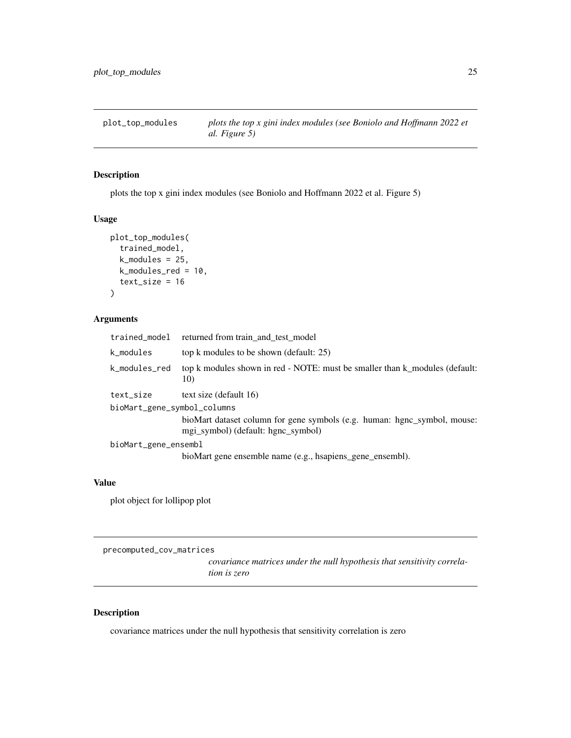## plot_top_modules

*plots the top x gini index modules (see Boniolo and Hoffmann 2022 et al. Figure 5)*

### Description

plots the top x gini index modules (see Boniolo and Hoffmann 2022 et al. Figure 5)

### Usage

```
plot_top_modules(
  trained_model,
  k_modules = 25,
  k_modules_red = 10,
  text_size = 16
)
```

### Arguments

| | |
|---|---|
| trained_model | returned from train_and_test_model |
| k_modules | top k modules to be shown (default: 25) |
| k_modules_red | top k modules shown in red - NOTE: must be smaller than k_modules (default: 10) |
| text_size | text size (default 16) |
| bioMart_gene_symbol_columns | bioMart dataset column for gene symbols (e.g. human: hgnc_symbol, mouse: mgi_symbol) (default: hgnc_symbol) |
| bioMart_gene_ensembl | bioMart gene ensemble name (e.g., hsapiens_gene_ensembl). |

### Value

plot object for lollipop plot

## precomputed_cov_matrices

*covariance matrices under the null hypothesis that sensitivity correlation is zero*

### Description

covariance matrices under the null hypothesis that sensitivity correlation is zero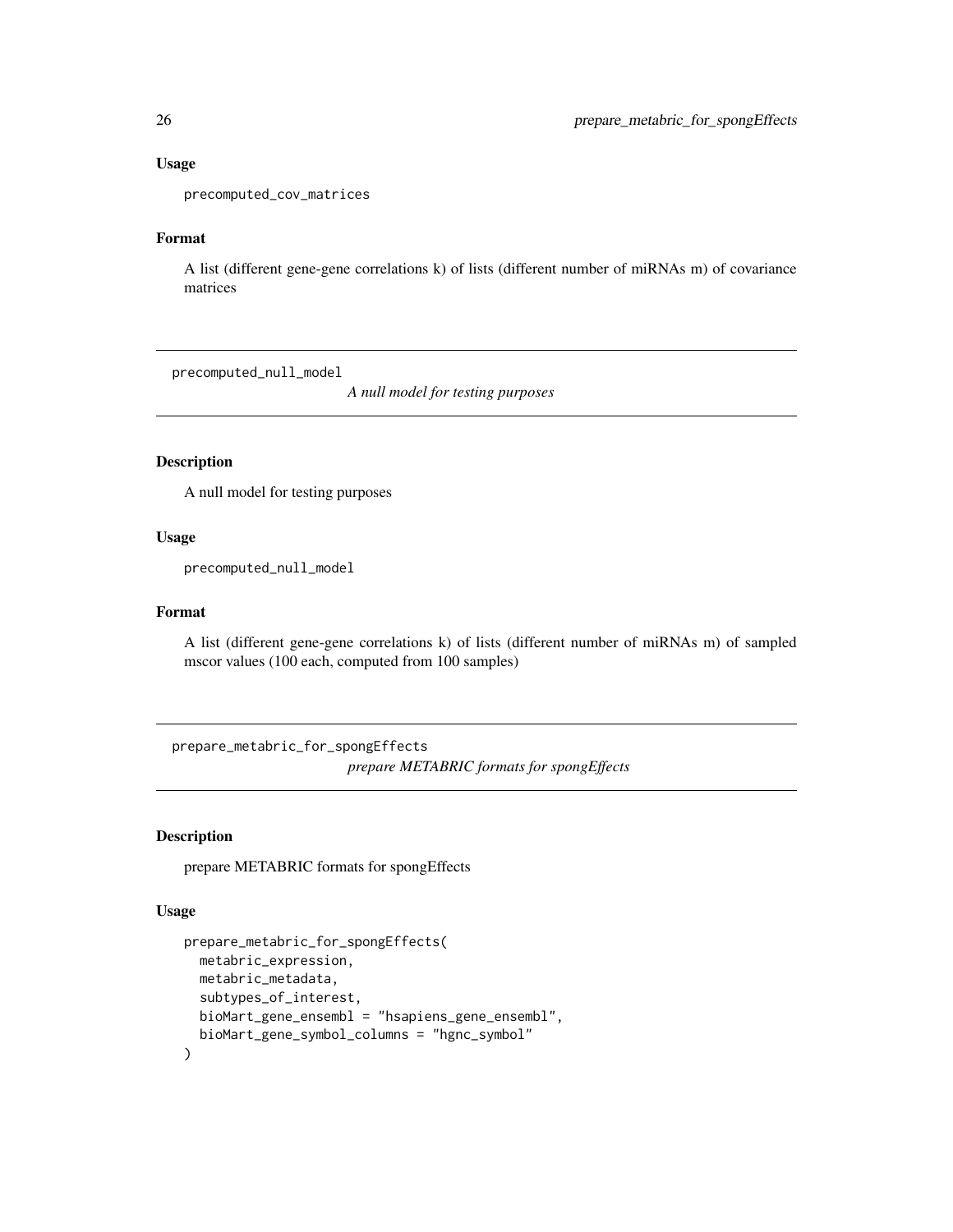### Usage

```
precomputed_cov_matrices
```

### Format

A list (different gene-gene correlations k) of lists (different number of miRNAs m) of covariance matrices

---

## precomputed_null_model

*A null model for testing purposes*

---

### Description

A null model for testing purposes

### Usage

```
precomputed_null_model
```

### Format

A list (different gene-gene correlations k) of lists (different number of miRNAs m) of sampled mscor values (100 each, computed from 100 samples)

---

## prepare_metabric_for_spongEffects

*prepare METABRIC formats for spongEffects*

---

### Description

prepare METABRIC formats for spongEffects

### Usage

```
prepare_metabric_for_spongEffects(
  metabric_expression,
  metabric_metadata,
  subtypes_of_interest,
  bioMart_gene_ensembl = "hsapiens_gene_ensembl",
  bioMart_gene_symbol_columns = "hgnc_symbol"
)
```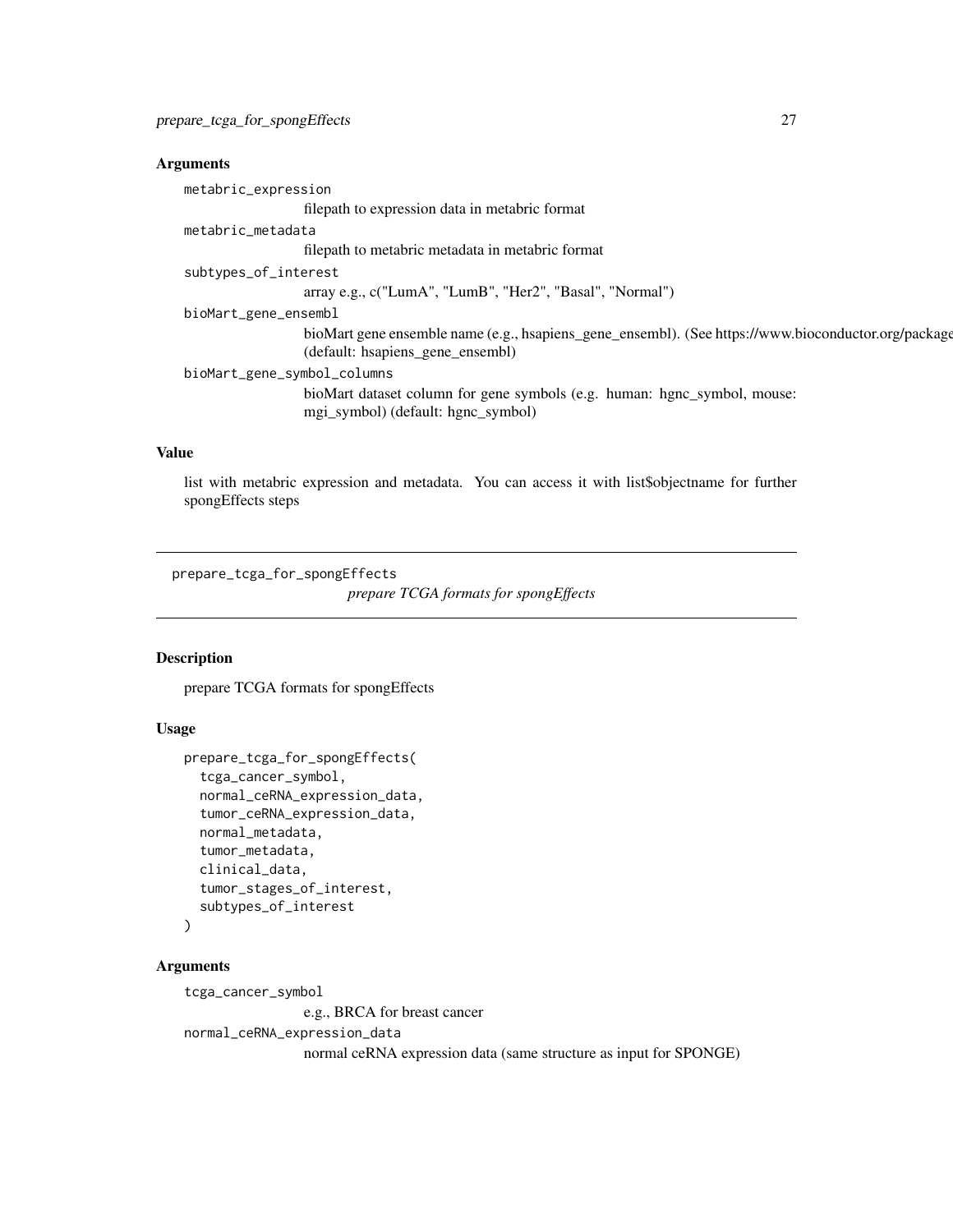## Arguments

metabric_expression
: filepath to expression data in metabric format

metabric_metadata
: filepath to metabric metadata in metabric format

subtypes_of_interest
: array e.g., c("LumA", "LumB", "Her2", "Basal", "Normal")

bioMart_gene_ensembl
: bioMart gene ensemble name (e.g., hsapiens_gene_ensembl). (See https://www.bioconductor.org/package (default: hsapiens_gene_ensembl)

bioMart_gene_symbol_columns
: bioMart dataset column for gene symbols (e.g. human: hgnc_symbol, mouse: mgi_symbol) (default: hgnc_symbol)

## Value

list with metabric expression and metadata. You can access it with list$objectname for further spongEffects steps

---

# prepare_tcga_for_spongEffects

*prepare TCGA formats for spongEffects*

## Description

prepare TCGA formats for spongEffects

## Usage

```
prepare_tcga_for_spongEffects(
  tcga_cancer_symbol,
  normal_ceRNA_expression_data,
  tumor_ceRNA_expression_data,
  normal_metadata,
  tumor_metadata,
  clinical_data,
  tumor_stages_of_interest,
  subtypes_of_interest
)
```

## Arguments

tcga_cancer_symbol
: e.g., BRCA for breast cancer

normal_ceRNA_expression_data
: normal ceRNA expression data (same structure as input for SPONGE)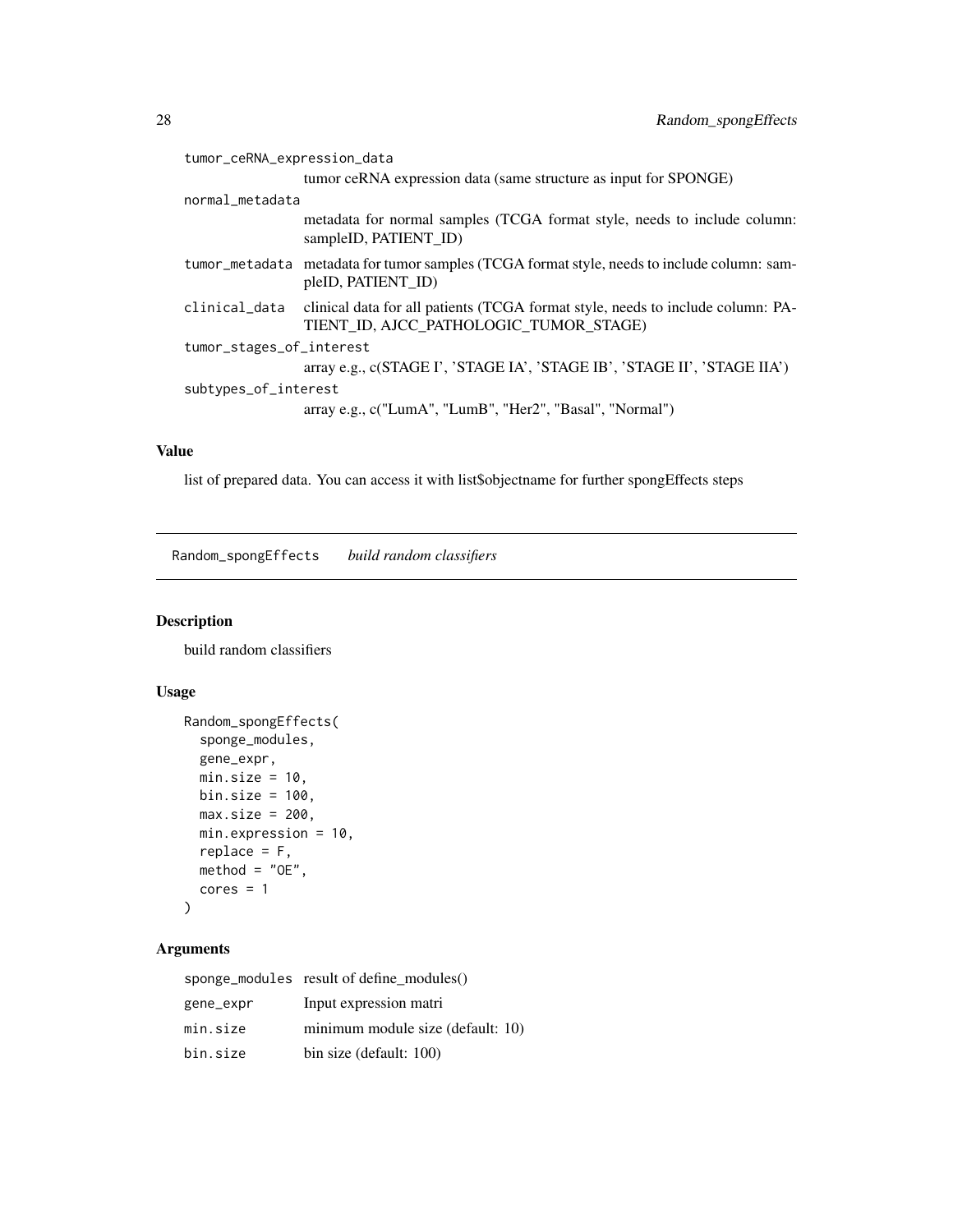| | |
|---|---|
| tumor_ceRNA_expression_data | tumor ceRNA expression data (same structure as input for SPONGE) |
| normal_metadata | metadata for normal samples (TCGA format style, needs to include column: sampleID, PATIENT_ID) |
| tumor_metadata | metadata for tumor samples (TCGA format style, needs to include column: sampleID, PATIENT_ID) |
| clinical_data | clinical data for all patients (TCGA format style, needs to include column: PATIENT_ID, AJCC_PATHOLOGIC_TUMOR_STAGE) |
| tumor_stages_of_interest | array e.g., c(STAGE I', 'STAGE IA', 'STAGE IB', 'STAGE II', 'STAGE IIA') |
| subtypes_of_interest | array e.g., c("LumA", "LumB", "Her2", "Basal", "Normal") |

### Value

list of prepared data. You can access it with list$objectname for further spongEffects steps

---

## Random_spongEffects *build random classifiers*

### Description

build random classifiers

### Usage

```
Random_spongEffects(
  sponge_modules,
  gene_expr,
  min.size = 10,
  bin.size = 100,
  max.size = 200,
  min.expression = 10,
  replace = F,
  method = "OE",
  cores = 1
)
```

### Arguments

| | |
|---|---|
| sponge_modules | result of define_modules() |
| gene_expr | Input expression matri |
| min.size | minimum module size (default: 10) |
| bin.size | bin size (default: 100) |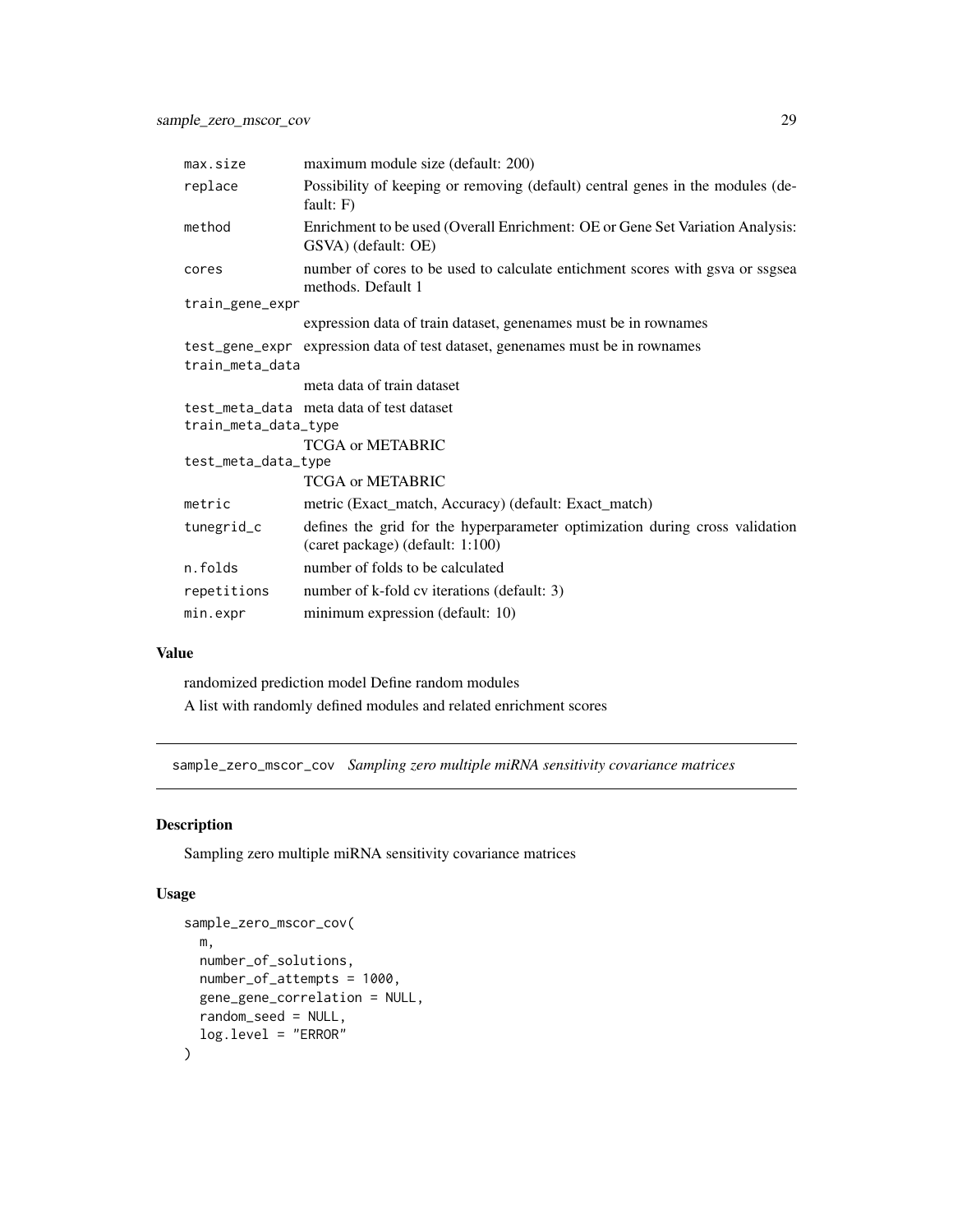| | |
|---|---|
| max.size | maximum module size (default: 200) |
| replace | Possibility of keeping or removing (default) central genes in the modules (default: F) |
| method | Enrichment to be used (Overall Enrichment: OE or Gene Set Variation Analysis: GSVA) (default: OE) |
| cores | number of cores to be used to calculate entichment scores with gsva or ssgsea methods. Default 1 |
| train_gene_expr | expression data of train dataset, genenames must be in rownames |
| test_gene_expr | expression data of test dataset, genenames must be in rownames |
| train_meta_data | meta data of train dataset |
| test_meta_data | meta data of test dataset |
| train_meta_data_type | TCGA or METABRIC |
| test_meta_data_type | TCGA or METABRIC |
| metric | metric (Exact_match, Accuracy) (default: Exact_match) |
| tunegrid_c | defines the grid for the hyperparameter optimization during cross validation (caret package) (default: 1:100) |
| n.folds | number of folds to be calculated |
| repetitions | number of k-fold cv iterations (default: 3) |
| min.expr | minimum expression (default: 10) |

## Value

randomized prediction model Define random modules

A list with randomly defined modules and related enrichment scores

---

## sample_zero_mscor_cov *Sampling zero multiple miRNA sensitivity covariance matrices*

### Description

Sampling zero multiple miRNA sensitivity covariance matrices

### Usage

```
sample_zero_mscor_cov(
  m,
  number_of_solutions,
  number_of_attempts = 1000,
  gene_gene_correlation = NULL,
  random_seed = NULL,
  log.level = "ERROR"
)
```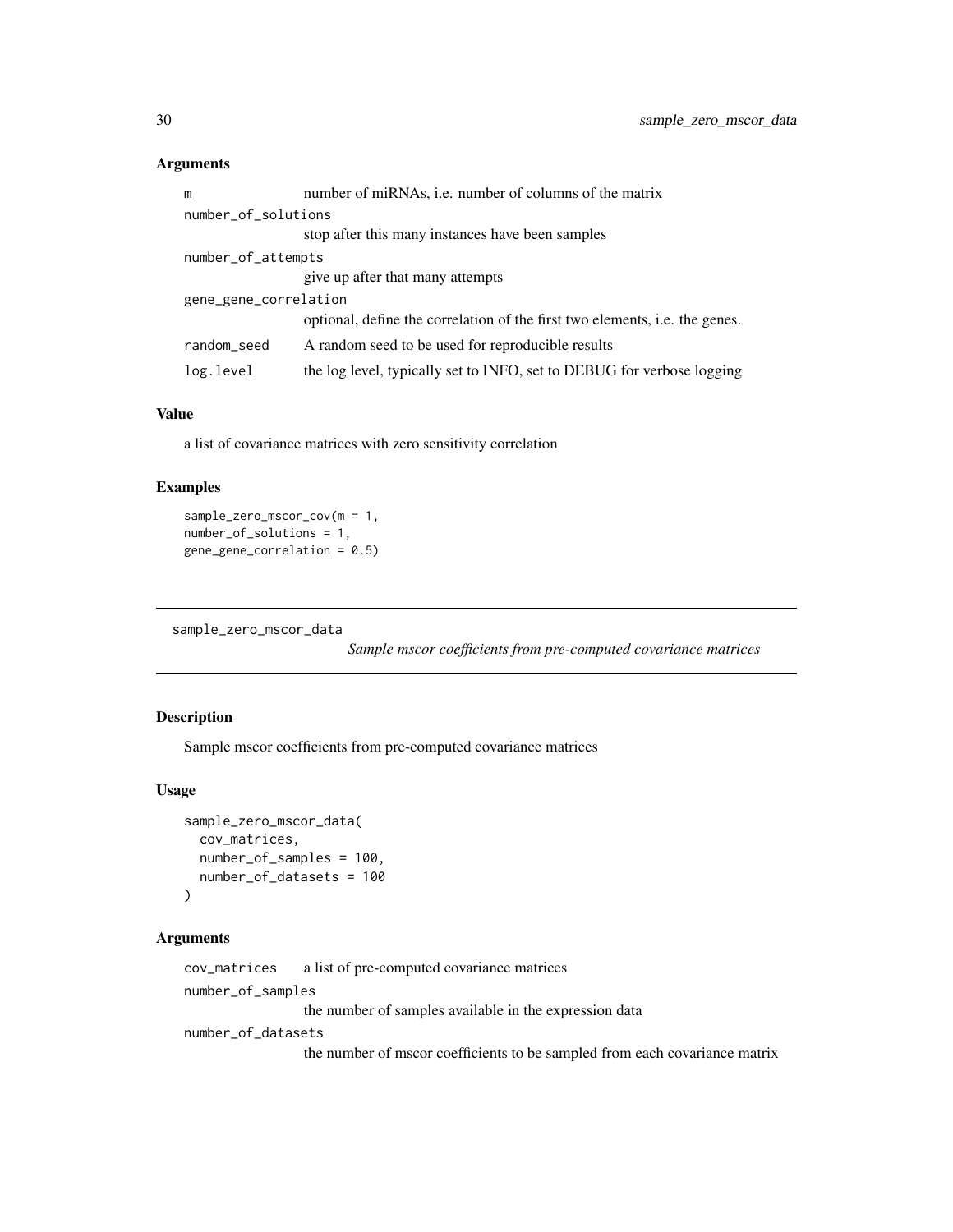### Arguments

| | |
|---|---|
| `m` | number of miRNAs, i.e. number of columns of the matrix |
| `number_of_solutions` | stop after this many instances have been samples |
| `number_of_attempts` | give up after that many attempts |
| `gene_gene_correlation` | optional, define the correlation of the first two elements, i.e. the genes. |
| `random_seed` | A random seed to be used for reproducible results |
| `log.level` | the log level, typically set to INFO, set to DEBUG for verbose logging |

### Value

a list of covariance matrices with zero sensitivity correlation

### Examples

```
sample_zero_mscor_cov(m = 1,
number_of_solutions = 1,
gene_gene_correlation = 0.5)
```

---

## sample_zero_mscor_data *Sample mscor coefficients from pre-computed covariance matrices*

---

### Description

Sample mscor coefficients from pre-computed covariance matrices

### Usage

```
sample_zero_mscor_data(
  cov_matrices,
  number_of_samples = 100,
  number_of_datasets = 100
)
```

### Arguments

| | |
|---|---|
| `cov_matrices` | a list of pre-computed covariance matrices |
| `number_of_samples` | the number of samples available in the expression data |
| `number_of_datasets` | the number of mscor coefficients to be sampled from each covariance matrix |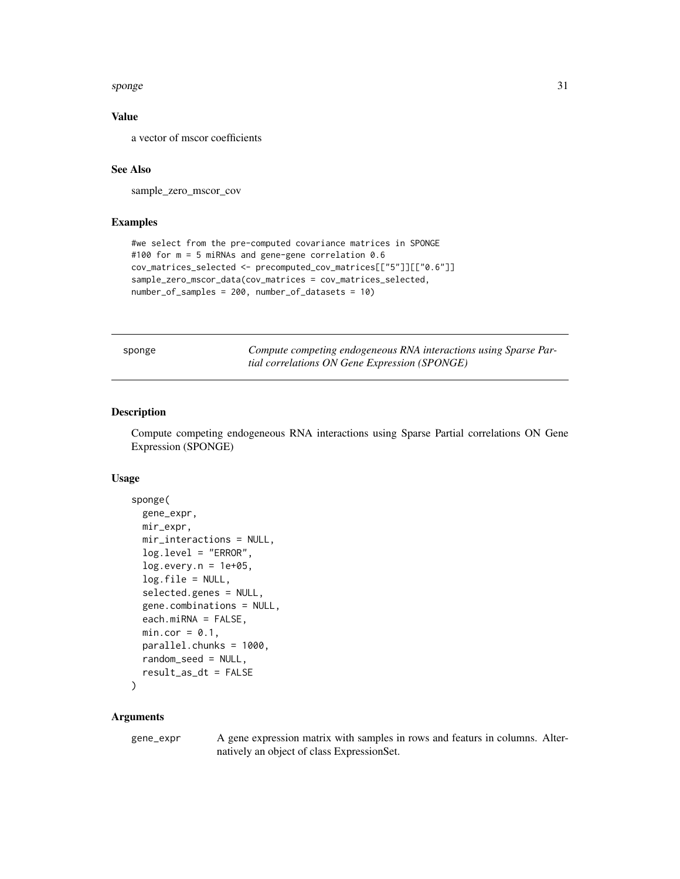### Value

a vector of mscor coefficients

### See Also

sample_zero_mscor_cov

### Examples

```
#we select from the pre-computed covariance matrices in SPONGE
#100 for m = 5 miRNAs and gene-gene correlation 0.6
cov_matrices_selected <- precomputed_cov_matrices[["5"]][["0.6"]]
sample_zero_mscor_data(cov_matrices = cov_matrices_selected,
number_of_samples = 200, number_of_datasets = 10)
```

---

## sponge — *Compute competing endogeneous RNA interactions using Sparse Partial correlations ON Gene Expression (SPONGE)*

### Description

Compute competing endogeneous RNA interactions using Sparse Partial correlations ON Gene Expression (SPONGE)

### Usage

```
sponge(
  gene_expr,
  mir_expr,
  mir_interactions = NULL,
  log.level = "ERROR",
  log.every.n = 1e+05,
  log.file = NULL,
  selected.genes = NULL,
  gene.combinations = NULL,
  each.miRNA = FALSE,
  min.cor = 0.1,
  parallel.chunks = 1000,
  random_seed = NULL,
  result_as_dt = FALSE
)
```

### Arguments

| | |
|---|---|
| gene_expr | A gene expression matrix with samples in rows and featurs in columns. Alternatively an object of class ExpressionSet. |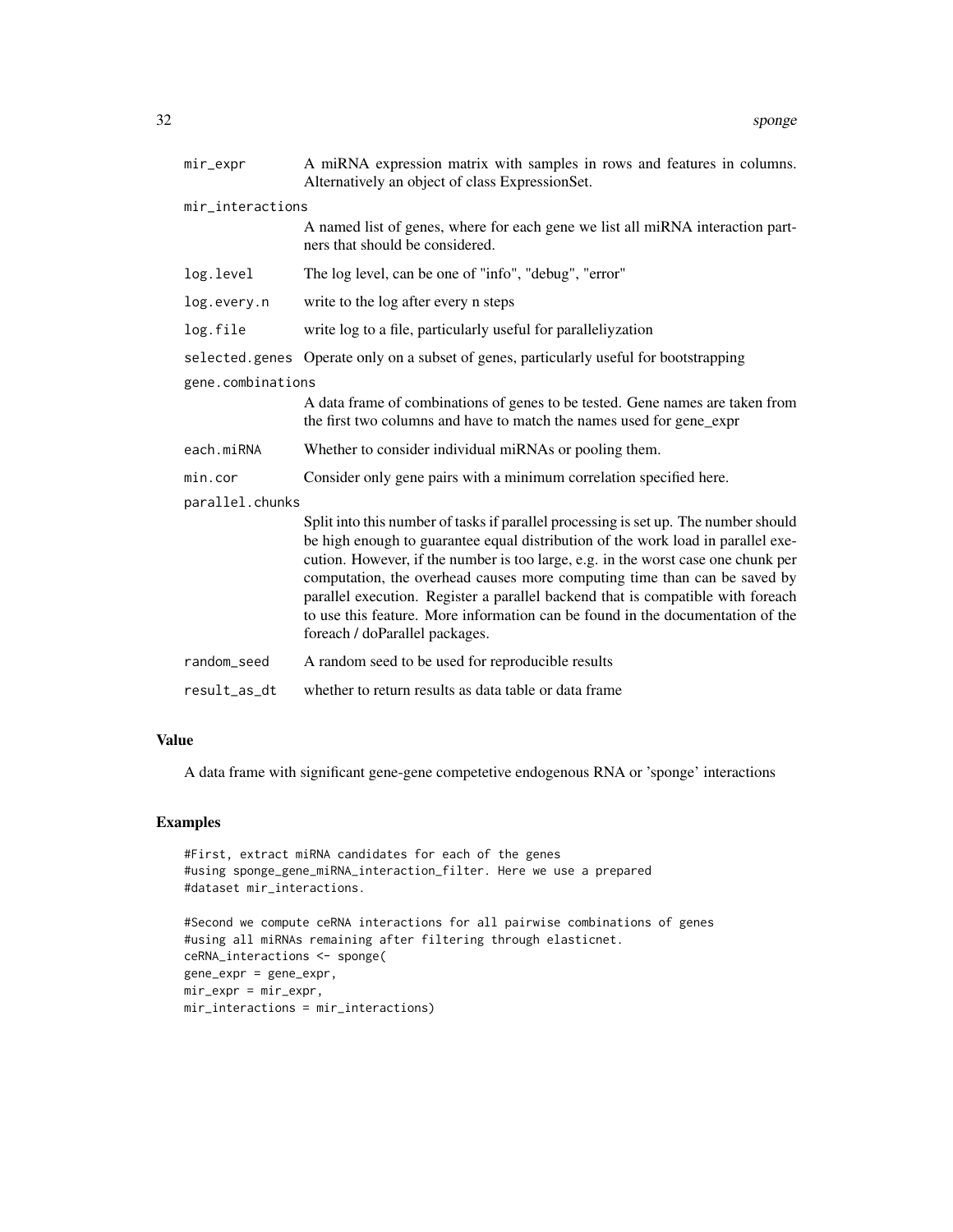| | |
|---|---|
| mir_expr | A miRNA expression matrix with samples in rows and features in columns. Alternatively an object of class ExpressionSet. |
| mir_interactions | A named list of genes, where for each gene we list all miRNA interaction partners that should be considered. |
| log.level | The log level, can be one of "info", "debug", "error" |
| log.every.n | write to the log after every n steps |
| log.file | write log to a file, particularly useful for paralleliyzation |
| selected.genes | Operate only on a subset of genes, particularly useful for bootstrapping |
| gene.combinations | A data frame of combinations of genes to be tested. Gene names are taken from the first two columns and have to match the names used for gene_expr |
| each.miRNA | Whether to consider individual miRNAs or pooling them. |
| min.cor | Consider only gene pairs with a minimum correlation specified here. |
| parallel.chunks | Split into this number of tasks if parallel processing is set up. The number should be high enough to guarantee equal distribution of the work load in parallel execution. However, if the number is too large, e.g. in the worst case one chunk per computation, the overhead causes more computing time than can be saved by parallel execution. Register a parallel backend that is compatible with foreach to use this feature. More information can be found in the documentation of the foreach / doParallel packages. |
| random_seed | A random seed to be used for reproducible results |
| result_as_dt | whether to return results as data table or data frame |

## Value

A data frame with significant gene-gene competetive endogenous RNA or 'sponge' interactions

## Examples

```
#First, extract miRNA candidates for each of the genes
#using sponge_gene_miRNA_interaction_filter. Here we use a prepared
#dataset mir_interactions.

#Second we compute ceRNA interactions for all pairwise combinations of genes
#using all miRNAs remaining after filtering through elasticnet.
ceRNA_interactions <- sponge(
gene_expr = gene_expr,
mir_expr = mir_expr,
mir_interactions = mir_interactions)
```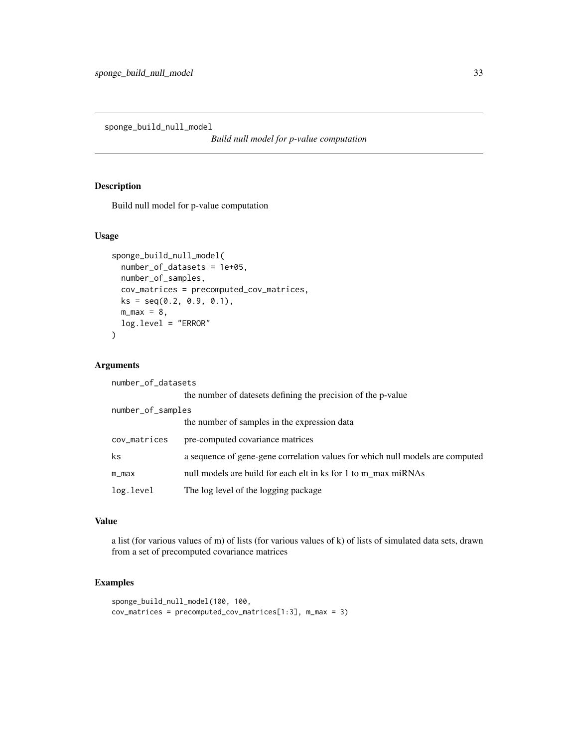# sponge_build_null_model

*Build null model for p-value computation*

## Description

Build null model for p-value computation

## Usage

```
sponge_build_null_model(
  number_of_datasets = 1e+05,
  number_of_samples,
  cov_matrices = precomputed_cov_matrices,
  ks = seq(0.2, 0.9, 0.1),
  m_max = 8,
  log.level = "ERROR"
)
```

## Arguments

| Argument | Description |
|---|---|
| number_of_datasets | the number of datesets defining the precision of the p-value |
| number_of_samples | the number of samples in the expression data |
| cov_matrices | pre-computed covariance matrices |
| ks | a sequence of gene-gene correlation values for which null models are computed |
| m_max | null models are build for each elt in ks for 1 to m_max miRNAs |
| log.level | The log level of the logging package |

## Value

a list (for various values of m) of lists (for various values of k) of lists of simulated data sets, drawn from a set of precomputed covariance matrices

## Examples

```
sponge_build_null_model(100, 100,
cov_matrices = precomputed_cov_matrices[1:3], m_max = 3)
```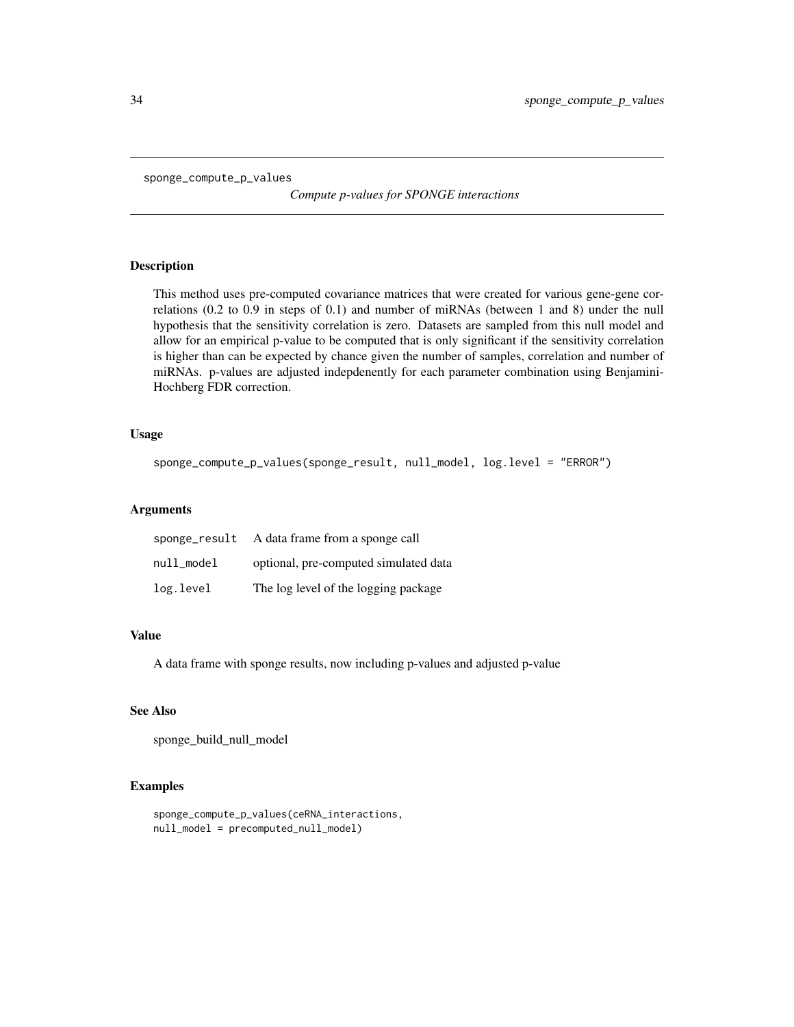```
sponge_compute_p_values
```

*Compute p-values for SPONGE interactions*

## Description

This method uses pre-computed covariance matrices that were created for various gene-gene correlations (0.2 to 0.9 in steps of 0.1) and number of miRNAs (between 1 and 8) under the null hypothesis that the sensitivity correlation is zero. Datasets are sampled from this null model and allow for an empirical p-value to be computed that is only significant if the sensitivity correlation is higher than can be expected by chance given the number of samples, correlation and number of miRNAs. p-values are adjusted indepdenently for each parameter combination using Benjamini-Hochberg FDR correction.

## Usage

```
sponge_compute_p_values(sponge_result, null_model, log.level = "ERROR")
```

## Arguments

| | |
|---|---|
| `sponge_result` | A data frame from a sponge call |
| `null_model` | optional, pre-computed simulated data |
| `log.level` | The log level of the logging package |

## Value

A data frame with sponge results, now including p-values and adjusted p-value

## See Also

sponge_build_null_model

## Examples

```
sponge_compute_p_values(ceRNA_interactions,
null_model = precomputed_null_model)
```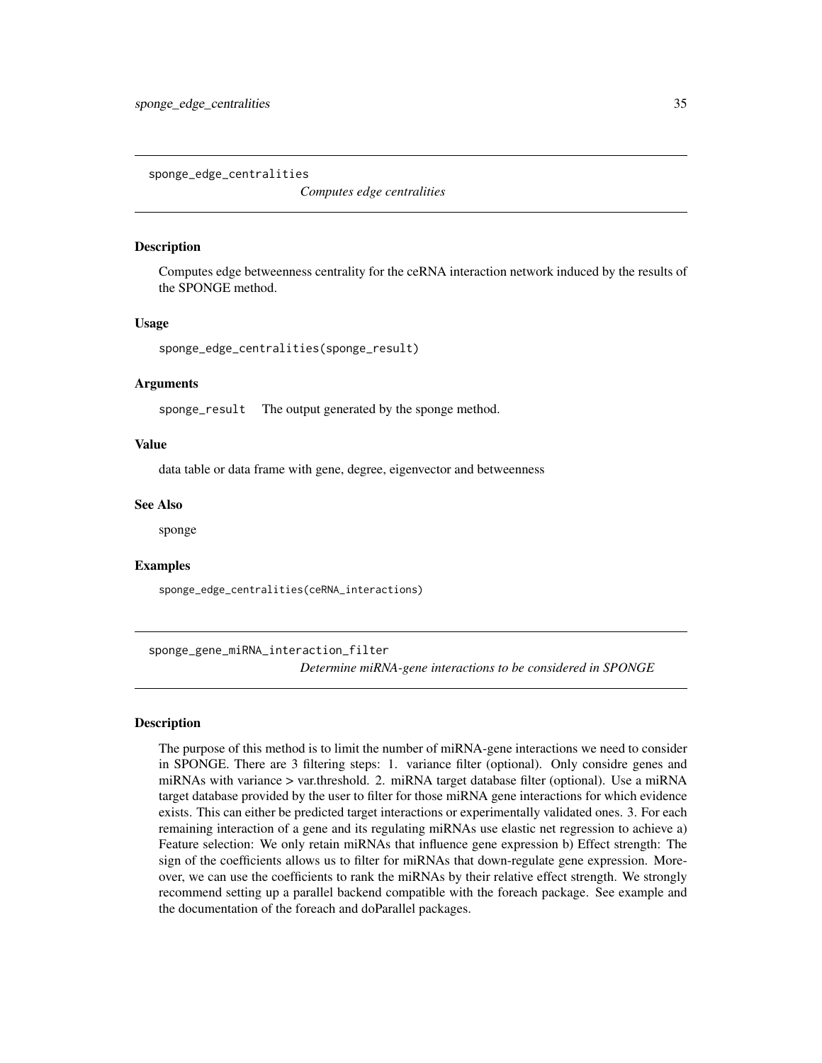## sponge_edge_centralities

*Computes edge centralities*

### Description

Computes edge betweenness centrality for the ceRNA interaction network induced by the results of the SPONGE method.

### Usage

```
sponge_edge_centralities(sponge_result)
```

### Arguments

sponge_result   The output generated by the sponge method.

### Value

data table or data frame with gene, degree, eigenvector and betweenness

### See Also

sponge

### Examples

```
sponge_edge_centralities(ceRNA_interactions)
```

## sponge_gene_miRNA_interaction_filter

*Determine miRNA-gene interactions to be considered in SPONGE*

### Description

The purpose of this method is to limit the number of miRNA-gene interactions we need to consider in SPONGE. There are 3 filtering steps: 1. variance filter (optional). Only considre genes and miRNAs with variance > var.threshold. 2. miRNA target database filter (optional). Use a miRNA target database provided by the user to filter for those miRNA gene interactions for which evidence exists. This can either be predicted target interactions or experimentally validated ones. 3. For each remaining interaction of a gene and its regulating miRNAs use elastic net regression to achieve a) Feature selection: We only retain miRNAs that influence gene expression b) Effect strength: The sign of the coefficients allows us to filter for miRNAs that down-regulate gene expression. Moreover, we can use the coefficients to rank the miRNAs by their relative effect strength. We strongly recommend setting up a parallel backend compatible with the foreach package. See example and the documentation of the foreach and doParallel packages.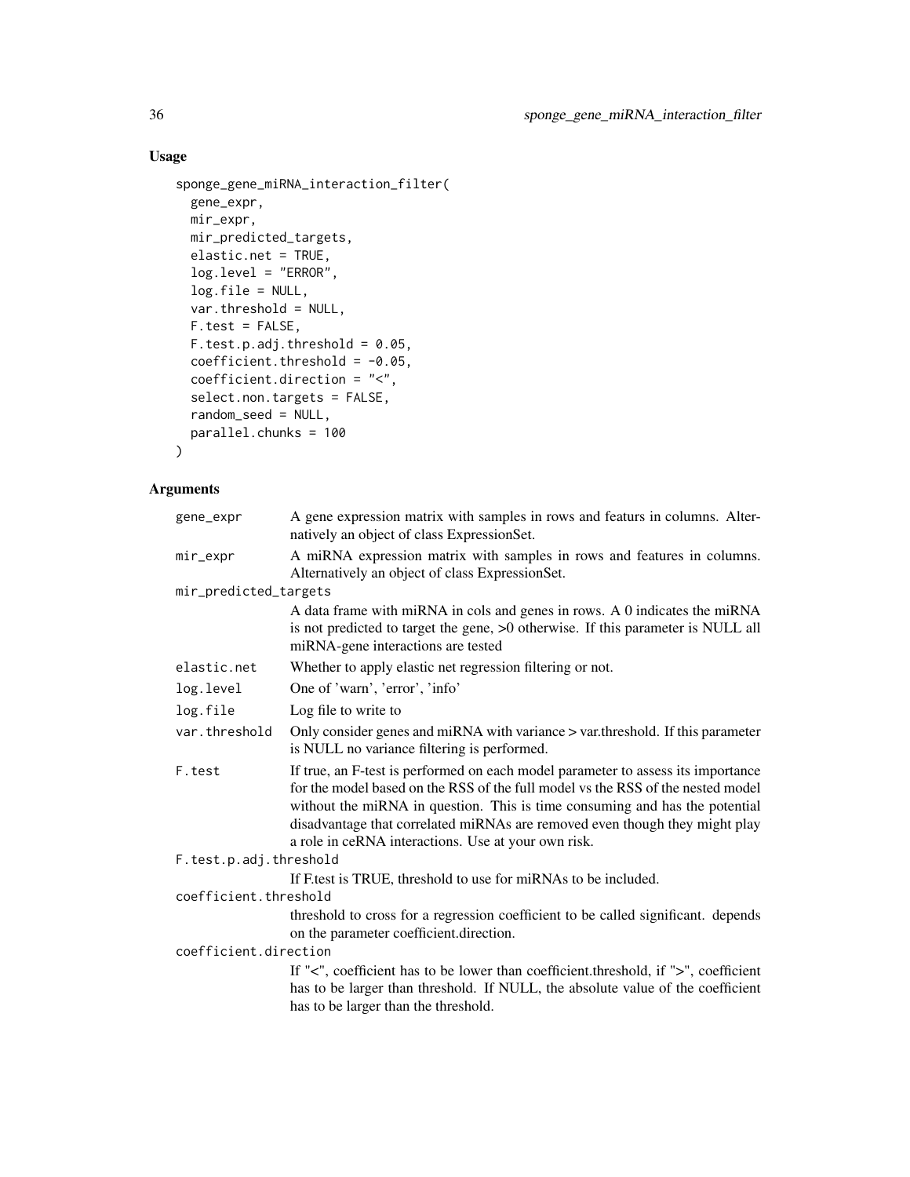## Usage

```
sponge_gene_miRNA_interaction_filter(
  gene_expr,
  mir_expr,
  mir_predicted_targets,
  elastic.net = TRUE,
  log.level = "ERROR",
  log.file = NULL,
  var.threshold = NULL,
  F.test = FALSE,
  F.test.p.adj.threshold = 0.05,
  coefficient.threshold = -0.05,
  coefficient.direction = "<",
  select.non.targets = FALSE,
  random_seed = NULL,
  parallel.chunks = 100
)
```

## Arguments

| Argument | Description |
|---|---|
| `gene_expr` | A gene expression matrix with samples in rows and featurs in columns. Alternatively an object of class ExpressionSet. |
| `mir_expr` | A miRNA expression matrix with samples in rows and features in columns. Alternatively an object of class ExpressionSet. |
| `mir_predicted_targets` | A data frame with miRNA in cols and genes in rows. A 0 indicates the miRNA is not predicted to target the gene, >0 otherwise. If this parameter is NULL all miRNA-gene interactions are tested |
| `elastic.net` | Whether to apply elastic net regression filtering or not. |
| `log.level` | One of 'warn', 'error', 'info' |
| `log.file` | Log file to write to |
| `var.threshold` | Only consider genes and miRNA with variance > var.threshold. If this parameter is NULL no variance filtering is performed. |
| `F.test` | If true, an F-test is performed on each model parameter to assess its importance for the model based on the RSS of the full model vs the RSS of the nested model without the miRNA in question. This is time consuming and has the potential disadvantage that correlated miRNAs are removed even though they might play a role in ceRNA interactions. Use at your own risk. |
| `F.test.p.adj.threshold` | If F.test is TRUE, threshold to use for miRNAs to be included. |
| `coefficient.threshold` | threshold to cross for a regression coefficient to be called significant. depends on the parameter coefficient.direction. |
| `coefficient.direction` | If "<", coefficient has to be lower than coefficient.threshold, if ">", coefficient has to be larger than threshold. If NULL, the absolute value of the coefficient has to be larger than the threshold. |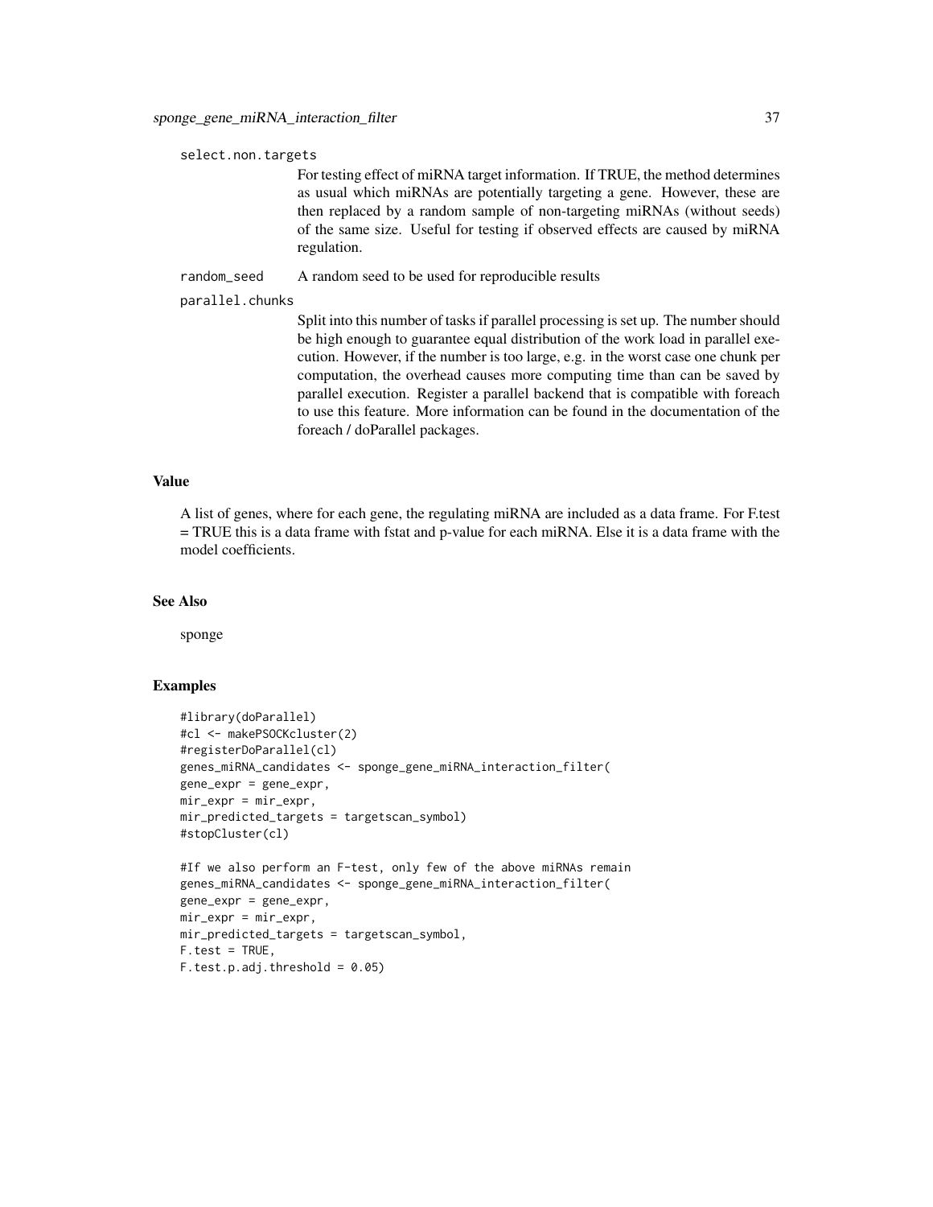select.non.targets
: For testing effect of miRNA target information. If TRUE, the method determines as usual which miRNAs are potentially targeting a gene. However, these are then replaced by a random sample of non-targeting miRNAs (without seeds) of the same size. Useful for testing if observed effects are caused by miRNA regulation.

random_seed
: A random seed to be used for reproducible results

parallel.chunks
: Split into this number of tasks if parallel processing is set up. The number should be high enough to guarantee equal distribution of the work load in parallel execution. However, if the number is too large, e.g. in the worst case one chunk per computation, the overhead causes more computing time than can be saved by parallel execution. Register a parallel backend that is compatible with foreach to use this feature. More information can be found in the documentation of the foreach / doParallel packages.

## Value

A list of genes, where for each gene, the regulating miRNA are included as a data frame. For F.test = TRUE this is a data frame with fstat and p-value for each miRNA. Else it is a data frame with the model coefficients.

## See Also

sponge

## Examples

```
#library(doParallel)
#cl <- makePSOCKcluster(2)
#registerDoParallel(cl)
genes_miRNA_candidates <- sponge_gene_miRNA_interaction_filter(
gene_expr = gene_expr,
mir_expr = mir_expr,
mir_predicted_targets = targetscan_symbol)
#stopCluster(cl)

#If we also perform an F-test, only few of the above miRNAs remain
genes_miRNA_candidates <- sponge_gene_miRNA_interaction_filter(
gene_expr = gene_expr,
mir_expr = mir_expr,
mir_predicted_targets = targetscan_symbol,
F.test = TRUE,
F.test.p.adj.threshold = 0.05)
```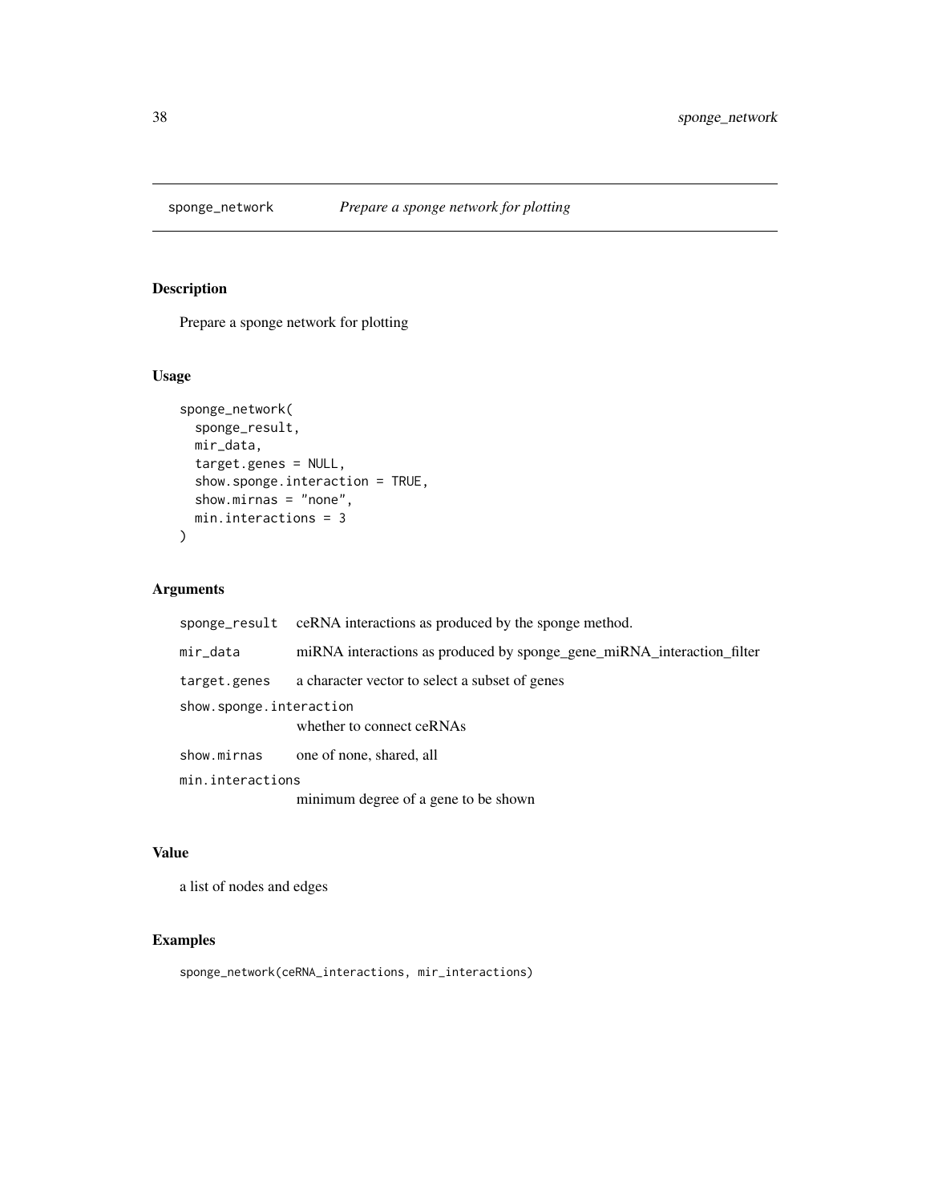# sponge_network *Prepare a sponge network for plotting*

## Description

Prepare a sponge network for plotting

## Usage

```
sponge_network(
  sponge_result,
  mir_data,
  target.genes = NULL,
  show.sponge.interaction = TRUE,
  show.mirnas = "none",
  min.interactions = 3
)
```

## Arguments

| | |
|---|---|
| sponge_result | ceRNA interactions as produced by the sponge method. |
| mir_data | miRNA interactions as produced by sponge_gene_miRNA_interaction_filter |
| target.genes | a character vector to select a subset of genes |
| show.sponge.interaction | whether to connect ceRNAs |
| show.mirnas | one of none, shared, all |
| min.interactions | minimum degree of a gene to be shown |

## Value

a list of nodes and edges

## Examples

```
sponge_network(ceRNA_interactions, mir_interactions)
```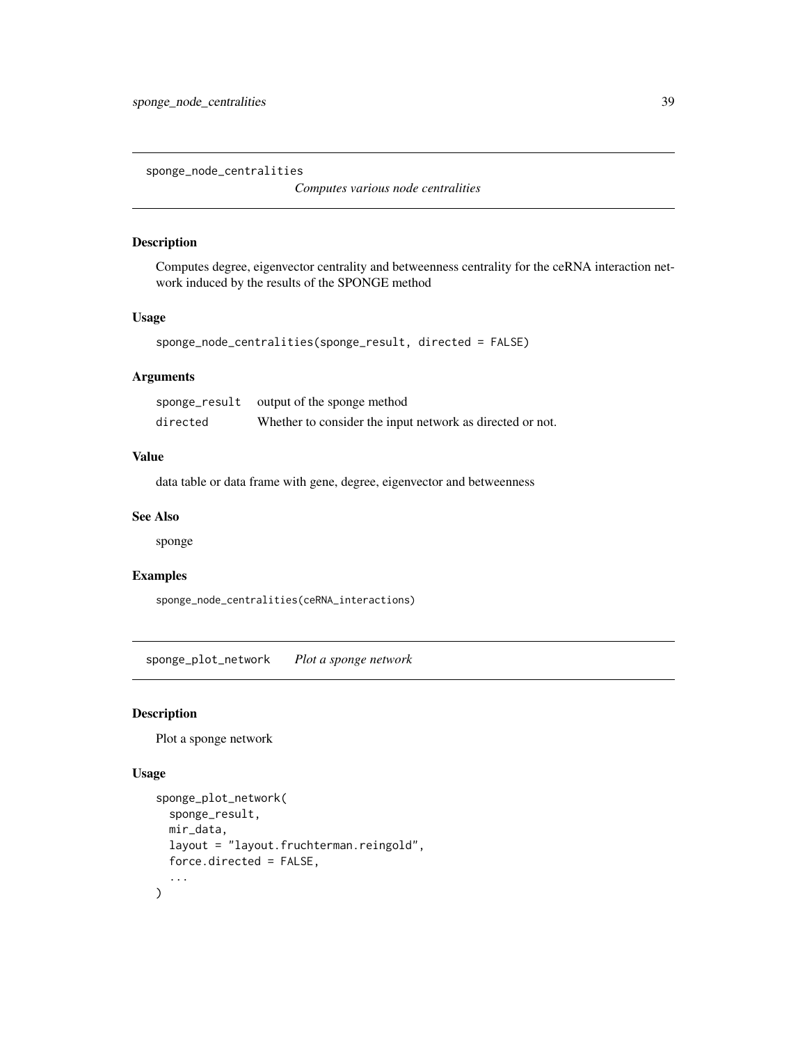## sponge_node_centralities

*Computes various node centralities*

### Description

Computes degree, eigenvector centrality and betweenness centrality for the ceRNA interaction network induced by the results of the SPONGE method

### Usage

```
sponge_node_centralities(sponge_result, directed = FALSE)
```

### Arguments

| | |
|---|---|
| sponge_result | output of the sponge method |
| directed | Whether to consider the input network as directed or not. |

### Value

data table or data frame with gene, degree, eigenvector and betweenness

### See Also

sponge

### Examples

```
sponge_node_centralities(ceRNA_interactions)
```

## sponge_plot_network

*Plot a sponge network*

### Description

Plot a sponge network

### Usage

```
sponge_plot_network(
  sponge_result,
  mir_data,
  layout = "layout.fruchterman.reingold",
  force.directed = FALSE,
  ...
)
```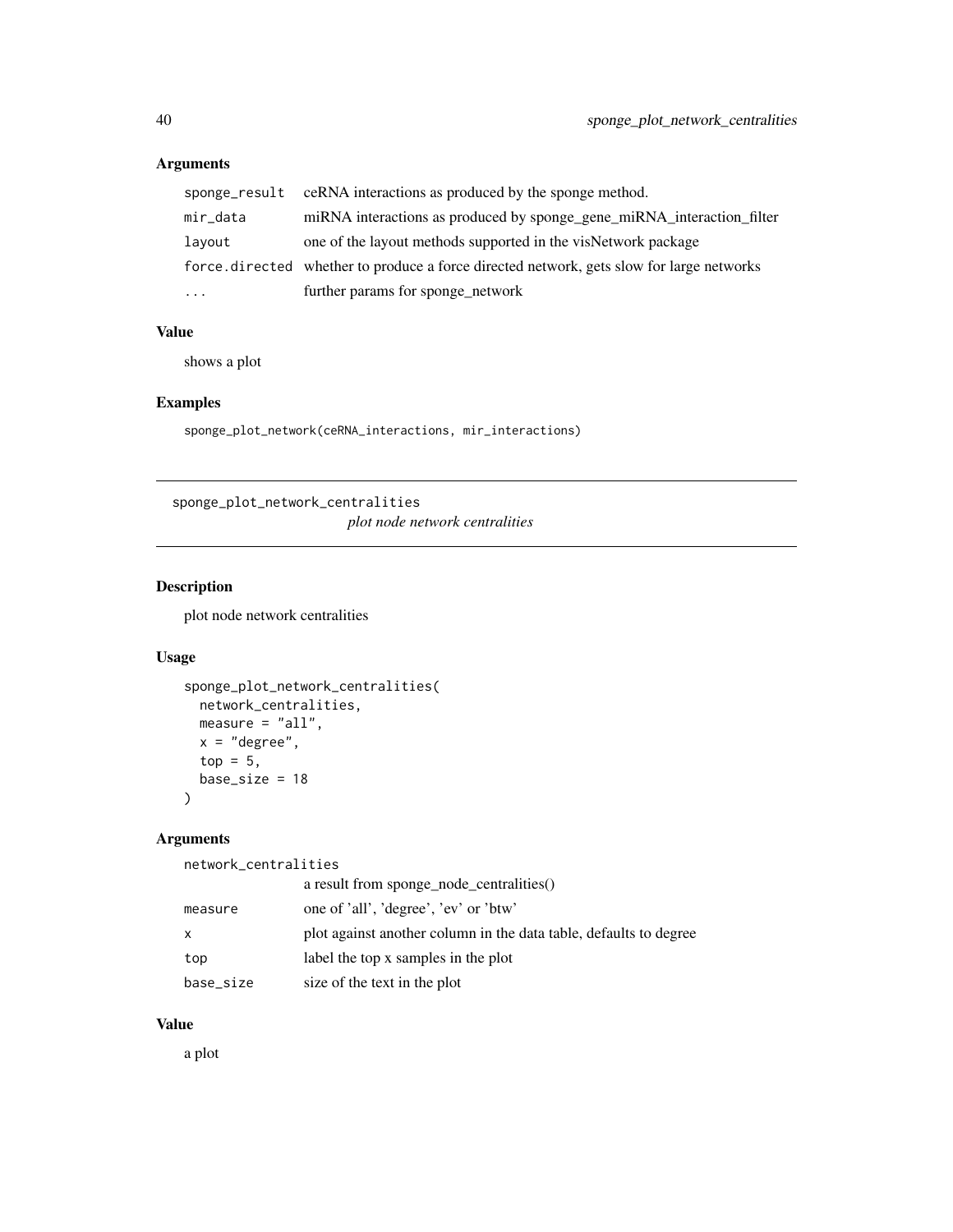### Arguments

| | |
|---|---|
| `sponge_result` | ceRNA interactions as produced by the sponge method. |
| `mir_data` | miRNA interactions as produced by sponge_gene_miRNA_interaction_filter |
| `layout` | one of the layout methods supported in the visNetwork package |
| `force.directed` | whether to produce a force directed network, gets slow for large networks |
| `...` | further params for sponge_network |

### Value

shows a plot

### Examples

```
sponge_plot_network(ceRNA_interactions, mir_interactions)
```

---

## `sponge_plot_network_centralities` *plot node network centralities*

---

### Description

plot node network centralities

### Usage

```
sponge_plot_network_centralities(
  network_centralities,
  measure = "all",
  x = "degree",
  top = 5,
  base_size = 18
)
```

### Arguments

| | |
|---|---|
| `network_centralities` | a result from sponge_node_centralities() |
| `measure` | one of 'all', 'degree', 'ev' or 'btw' |
| `x` | plot against another column in the data table, defaults to degree |
| `top` | label the top x samples in the plot |
| `base_size` | size of the text in the plot |

### Value

a plot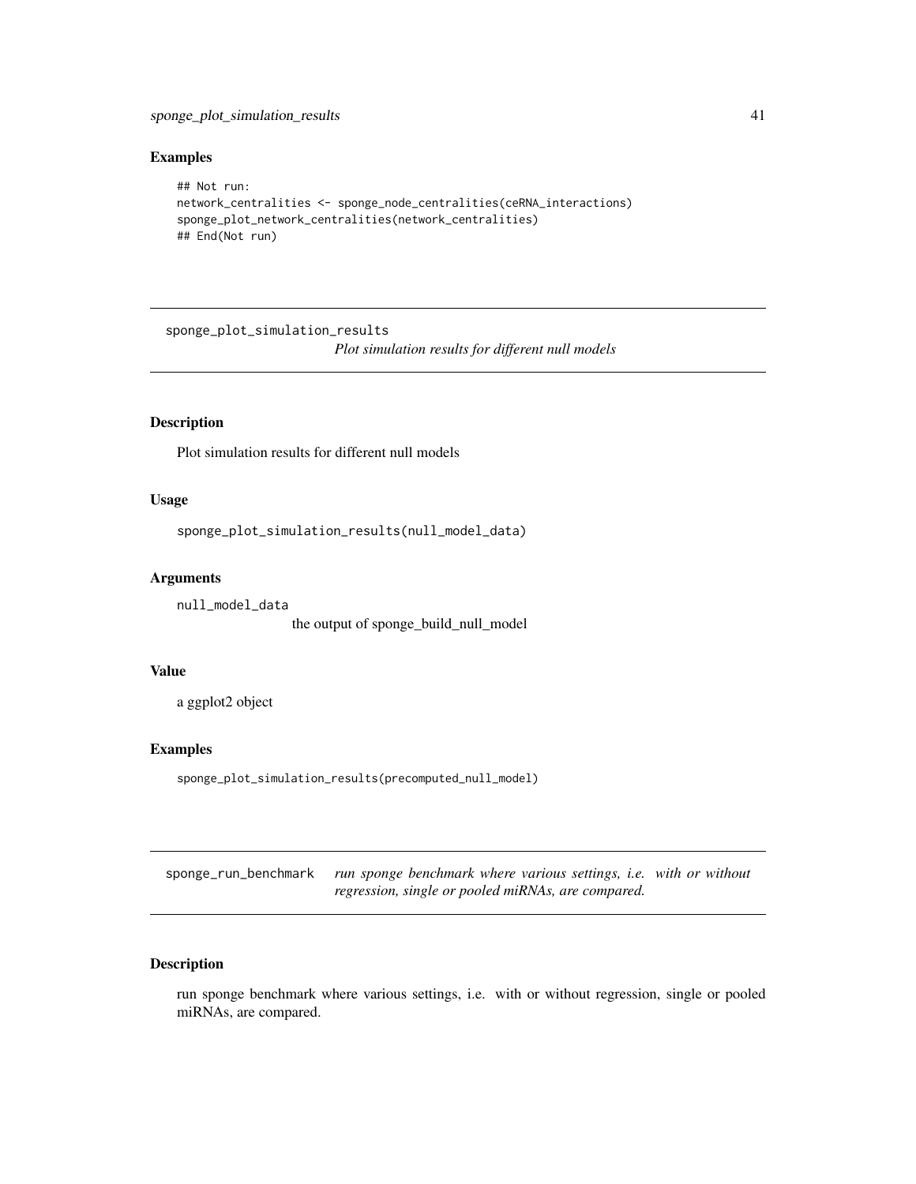## Examples

```
## Not run:
network_centralities <- sponge_node_centralities(ceRNA_interactions)
sponge_plot_network_centralities(network_centralities)
## End(Not run)
```

---

## sponge_plot_simulation_results

*Plot simulation results for different null models*

### Description

Plot simulation results for different null models

### Usage

```
sponge_plot_simulation_results(null_model_data)
```

### Arguments

null_model_data
: the output of sponge_build_null_model

### Value

a ggplot2 object

### Examples

```
sponge_plot_simulation_results(precomputed_null_model)
```

---

## sponge_run_benchmark

*run sponge benchmark where various settings, i.e. with or without regression, single or pooled miRNAs, are compared.*

### Description

run sponge benchmark where various settings, i.e. with or without regression, single or pooled miRNAs, are compared.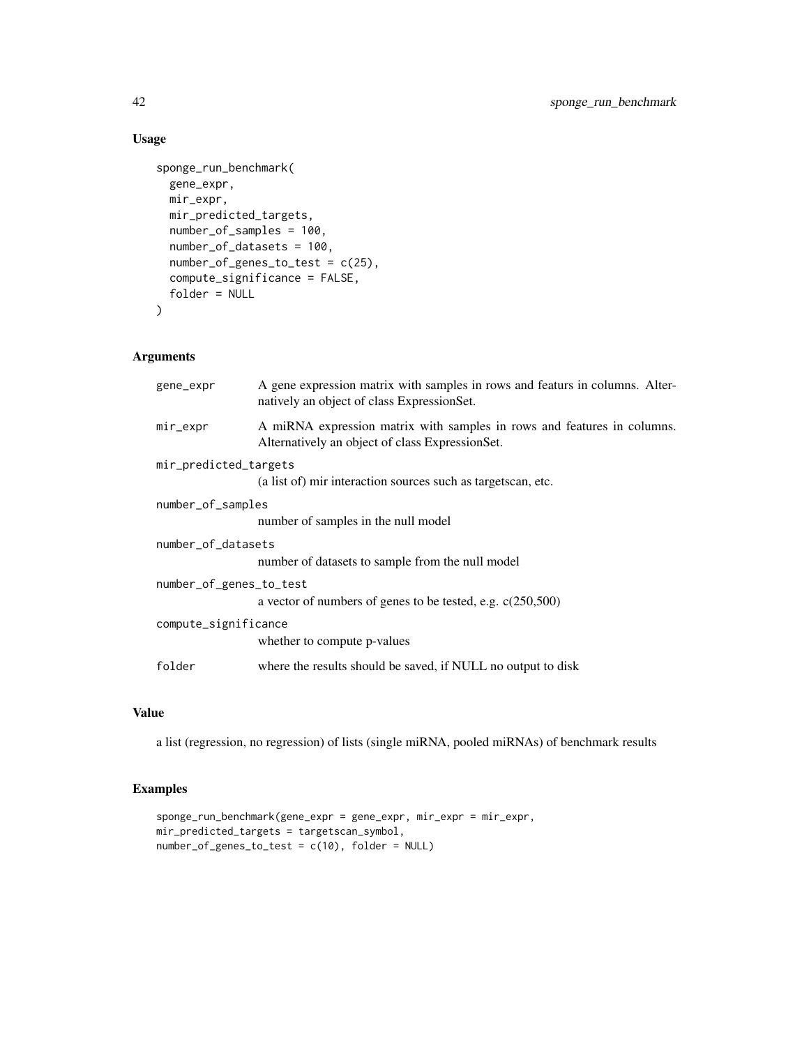## Usage

```
sponge_run_benchmark(
  gene_expr,
  mir_expr,
  mir_predicted_targets,
  number_of_samples = 100,
  number_of_datasets = 100,
  number_of_genes_to_test = c(25),
  compute_significance = FALSE,
  folder = NULL
)
```

## Arguments

| | |
|---|---|
| gene_expr | A gene expression matrix with samples in rows and featurs in columns. Alternatively an object of class ExpressionSet. |
| mir_expr | A miRNA expression matrix with samples in rows and features in columns. Alternatively an object of class ExpressionSet. |
| mir_predicted_targets | (a list of) mir interaction sources such as targetscan, etc. |
| number_of_samples | number of samples in the null model |
| number_of_datasets | number of datasets to sample from the null model |
| number_of_genes_to_test | a vector of numbers of genes to be tested, e.g. c(250,500) |
| compute_significance | whether to compute p-values |
| folder | where the results should be saved, if NULL no output to disk |

## Value

a list (regression, no regression) of lists (single miRNA, pooled miRNAs) of benchmark results

## Examples

```
sponge_run_benchmark(gene_expr = gene_expr, mir_expr = mir_expr,
mir_predicted_targets = targetscan_symbol,
number_of_genes_to_test = c(10), folder = NULL)
```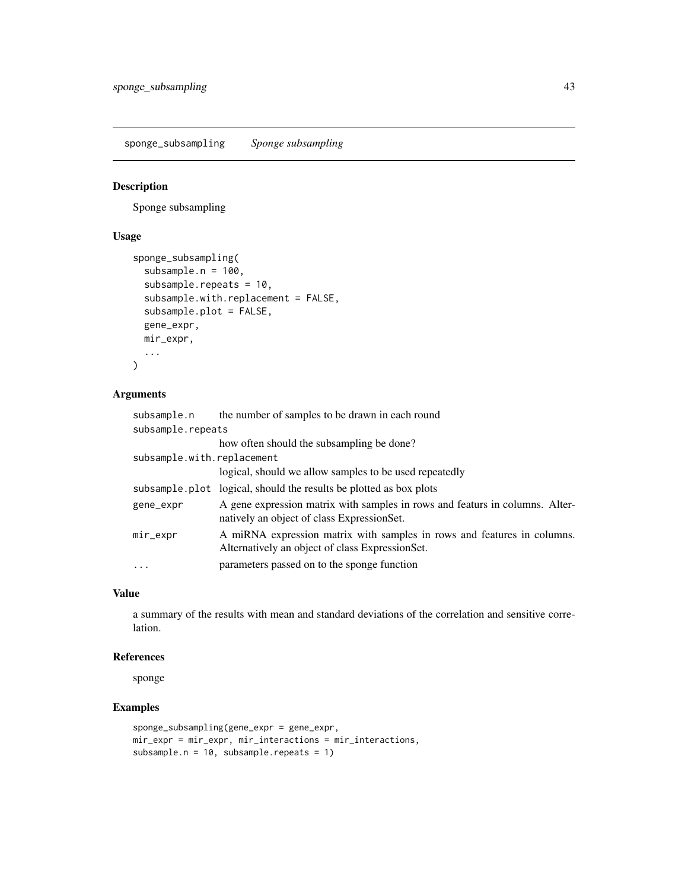## sponge_subsampling *Sponge subsampling*

### Description

Sponge subsampling

### Usage

```
sponge_subsampling(
  subsample.n = 100,
  subsample.repeats = 10,
  subsample.with.replacement = FALSE,
  subsample.plot = FALSE,
  gene_expr,
  mir_expr,
  ...
)
```

### Arguments

| | |
|---|---|
| subsample.n | the number of samples to be drawn in each round |
| subsample.repeats | how often should the subsampling be done? |
| subsample.with.replacement | logical, should we allow samples to be used repeatedly |
| subsample.plot | logical, should the results be plotted as box plots |
| gene_expr | A gene expression matrix with samples in rows and featurs in columns. Alternatively an object of class ExpressionSet. |
| mir_expr | A miRNA expression matrix with samples in rows and features in columns. Alternatively an object of class ExpressionSet. |
| ... | parameters passed on to the sponge function |

### Value

a summary of the results with mean and standard deviations of the correlation and sensitive correlation.

### References

sponge

### Examples

```
sponge_subsampling(gene_expr = gene_expr,
mir_expr = mir_expr, mir_interactions = mir_interactions,
subsample.n = 10, subsample.repeats = 1)
```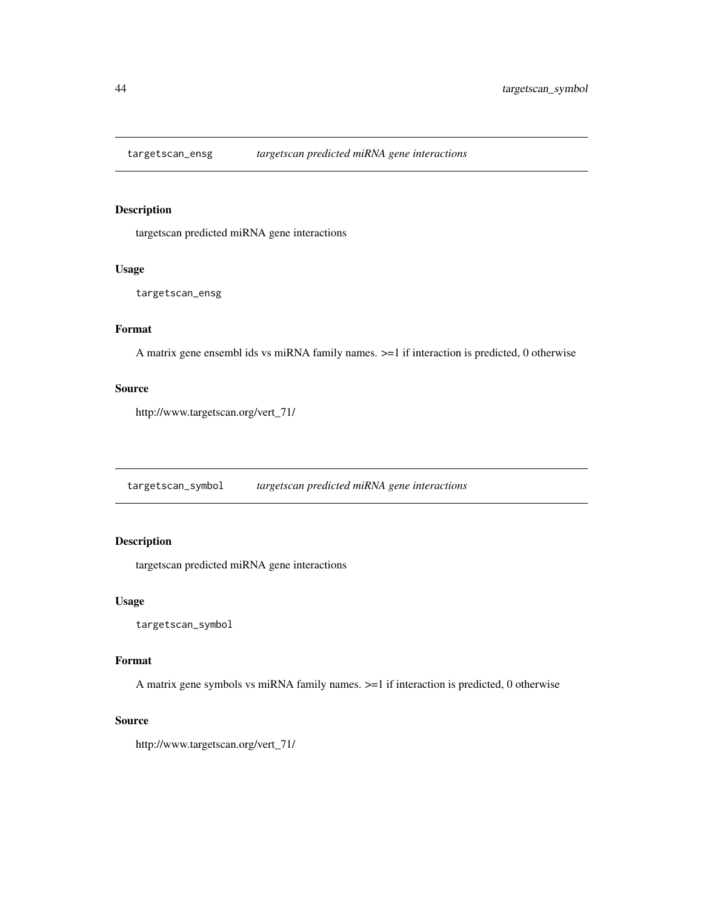## targetscan_ensg *targetscan predicted miRNA gene interactions*

### Description

targetscan predicted miRNA gene interactions

### Usage

```
targetscan_ensg
```

### Format

A matrix gene ensembl ids vs miRNA family names. >=1 if interaction is predicted, 0 otherwise

### Source

http://www.targetscan.org/vert_71/

## targetscan_symbol *targetscan predicted miRNA gene interactions*

### Description

targetscan predicted miRNA gene interactions

### Usage

```
targetscan_symbol
```

### Format

A matrix gene symbols vs miRNA family names. >=1 if interaction is predicted, 0 otherwise

### Source

http://www.targetscan.org/vert_71/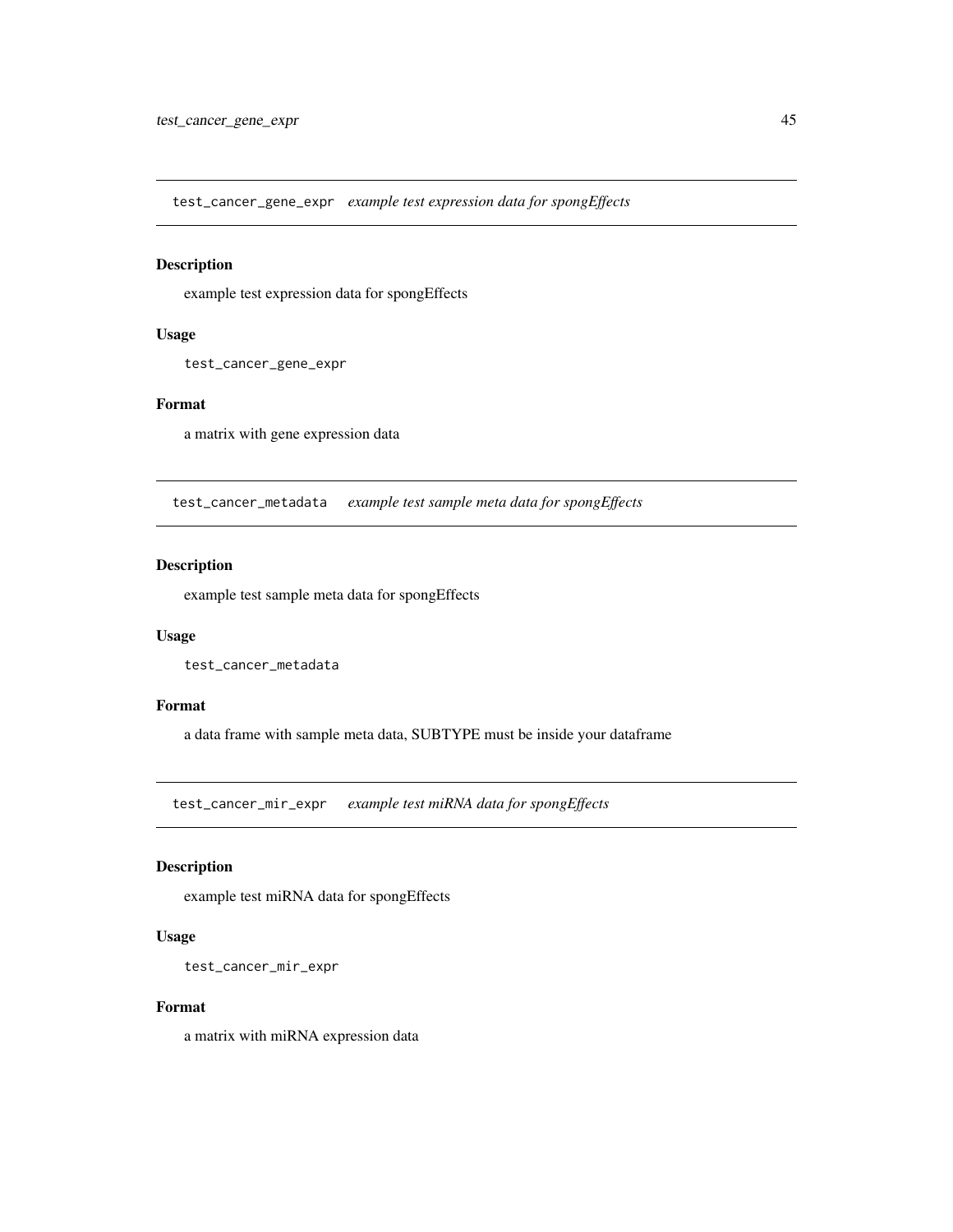## test_cancer_gene_expr *example test expression data for spongEffects*

### Description

example test expression data for spongEffects

### Usage

```
test_cancer_gene_expr
```

### Format

a matrix with gene expression data

## test_cancer_metadata *example test sample meta data for spongEffects*

### Description

example test sample meta data for spongEffects

### Usage

```
test_cancer_metadata
```

### Format

a data frame with sample meta data, SUBTYPE must be inside your dataframe

## test_cancer_mir_expr *example test miRNA data for spongEffects*

### Description

example test miRNA data for spongEffects

### Usage

```
test_cancer_mir_expr
```

### Format

a matrix with miRNA expression data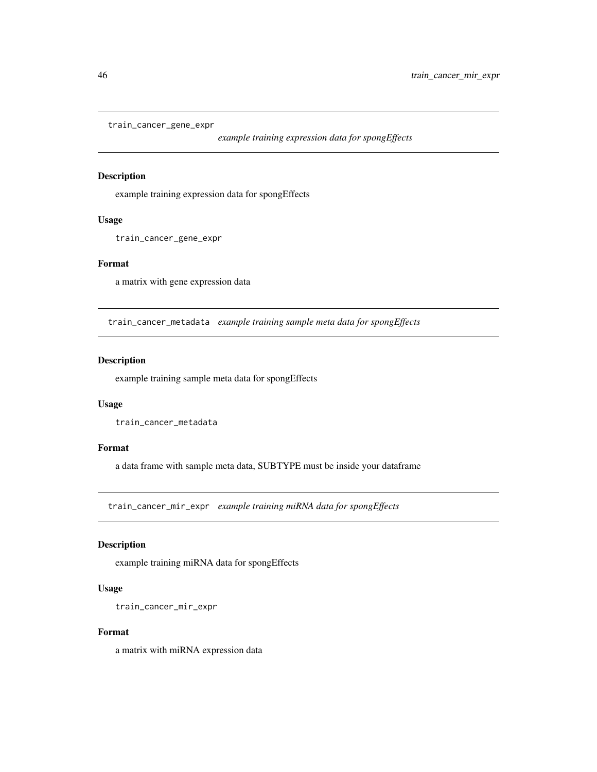## train_cancer_gene_expr

*example training expression data for spongEffects*

### Description

example training expression data for spongEffects

### Usage

```
train_cancer_gene_expr
```

### Format

a matrix with gene expression data

## train_cancer_metadata

*example training sample meta data for spongEffects*

### Description

example training sample meta data for spongEffects

### Usage

```
train_cancer_metadata
```

### Format

a data frame with sample meta data, SUBTYPE must be inside your dataframe

## train_cancer_mir_expr

*example training miRNA data for spongEffects*

### Description

example training miRNA data for spongEffects

### Usage

```
train_cancer_mir_expr
```

### Format

a matrix with miRNA expression data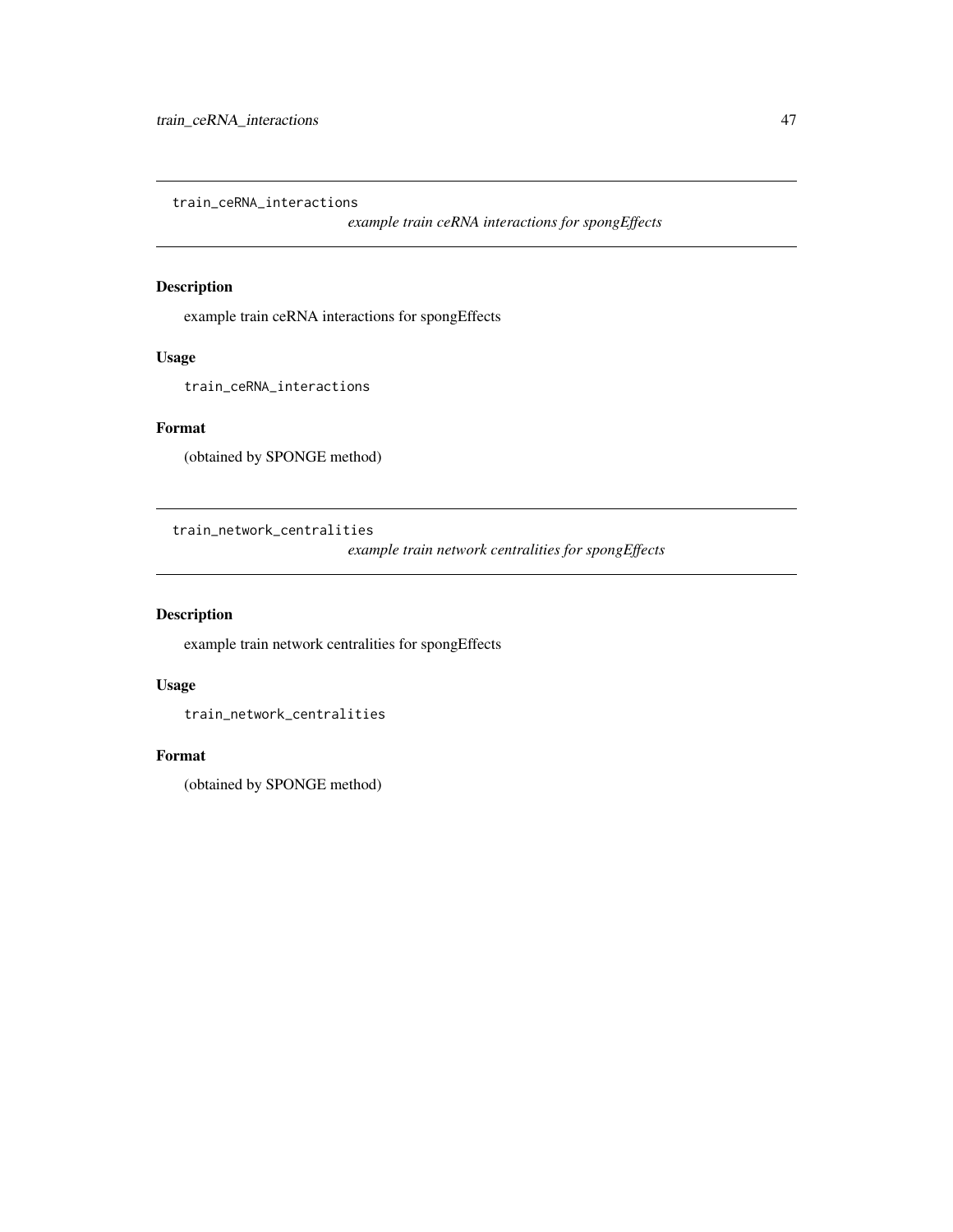## train_ceRNA_interactions

*example train ceRNA interactions for spongEffects*

### Description

example train ceRNA interactions for spongEffects

### Usage

```
train_ceRNA_interactions
```

### Format

(obtained by SPONGE method)

## train_network_centralities

*example train network centralities for spongEffects*

### Description

example train network centralities for spongEffects

### Usage

```
train_network_centralities
```

### Format

(obtained by SPONGE method)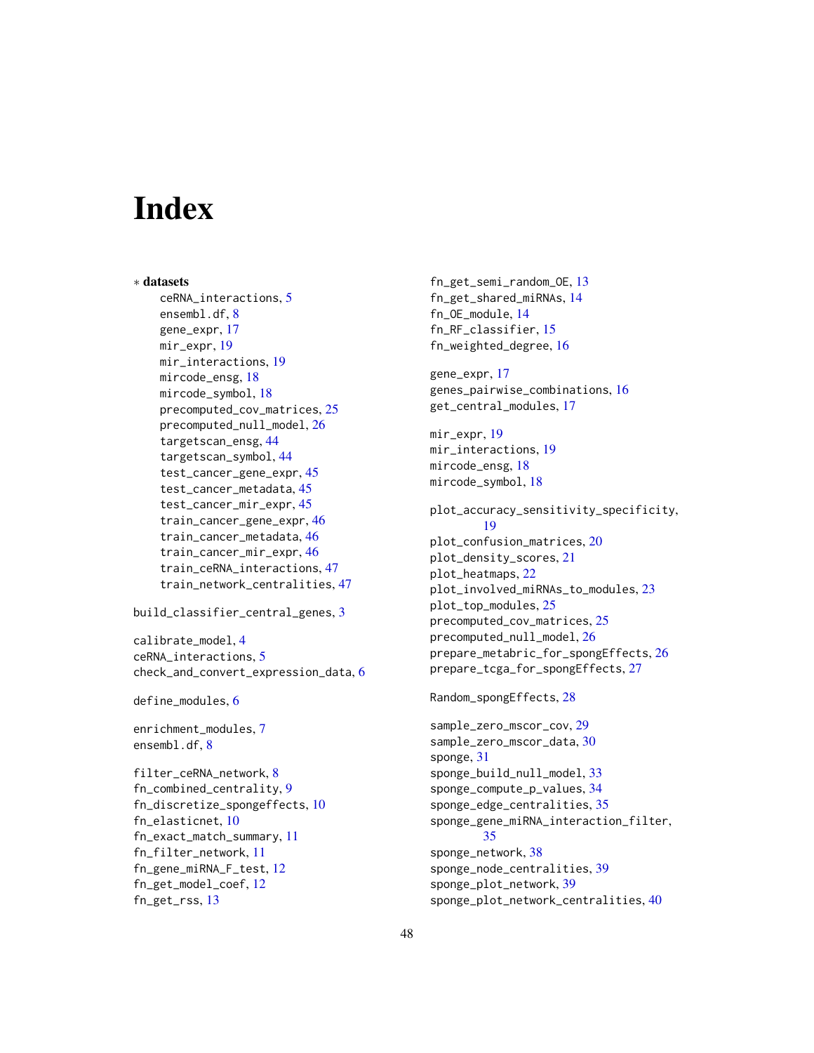# Index

∗ **datasets**

- ceRNA_interactions, 5
- ensembl.df, 8
- gene_expr, 17
- mir_expr, 19
- mir_interactions, 19
- mircode_ensg, 18
- mircode_symbol, 18
- precomputed_cov_matrices, 25
- precomputed_null_model, 26
- targetscan_ensg, 44
- targetscan_symbol, 44
- test_cancer_gene_expr, 45
- test_cancer_metadata, 45
- test_cancer_mir_expr, 45
- train_cancer_gene_expr, 46
- train_cancer_metadata, 46
- train_cancer_mir_expr, 46
- train_ceRNA_interactions, 47
- train_network_centralities, 47

build_classifier_central_genes, 3

calibrate_model, 4
ceRNA_interactions, 5
check_and_convert_expression_data, 6

define_modules, 6

enrichment_modules, 7
ensembl.df, 8

filter_ceRNA_network, 8
fn_combined_centrality, 9
fn_discretize_spongeffects, 10
fn_elasticnet, 10
fn_exact_match_summary, 11
fn_filter_network, 11
fn_gene_miRNA_F_test, 12
fn_get_model_coef, 12
fn_get_rss, 13
fn_get_semi_random_OE, 13
fn_get_shared_miRNAs, 14
fn_OE_module, 14
fn_RF_classifier, 15
fn_weighted_degree, 16

gene_expr, 17
genes_pairwise_combinations, 16
get_central_modules, 17

mir_expr, 19
mir_interactions, 19
mircode_ensg, 18
mircode_symbol, 18

plot_accuracy_sensitivity_specificity, 19
plot_confusion_matrices, 20
plot_density_scores, 21
plot_heatmaps, 22
plot_involved_miRNAs_to_modules, 23
plot_top_modules, 25
precomputed_cov_matrices, 25
precomputed_null_model, 26
prepare_metabric_for_spongEffects, 26
prepare_tcga_for_spongEffects, 27

Random_spongEffects, 28

sample_zero_mscor_cov, 29
sample_zero_mscor_data, 30
sponge, 31
sponge_build_null_model, 33
sponge_compute_p_values, 34
sponge_edge_centralities, 35
sponge_gene_miRNA_interaction_filter, 35
sponge_network, 38
sponge_node_centralities, 39
sponge_plot_network, 39
sponge_plot_network_centralities, 40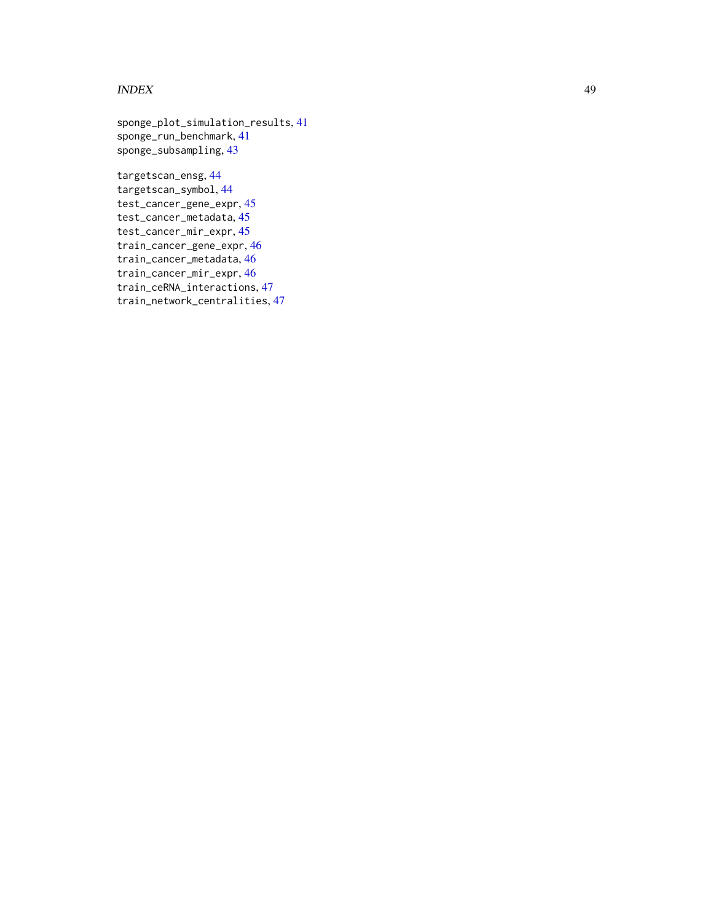sponge_plot_simulation_results, 41
sponge_run_benchmark, 41
sponge_subsampling, 43

targetscan_ensg, 44
targetscan_symbol, 44
test_cancer_gene_expr, 45
test_cancer_metadata, 45
test_cancer_mir_expr, 45
train_cancer_gene_expr, 46
train_cancer_metadata, 46
train_cancer_mir_expr, 46
train_ceRNA_interactions, 47
train_network_centralities, 47